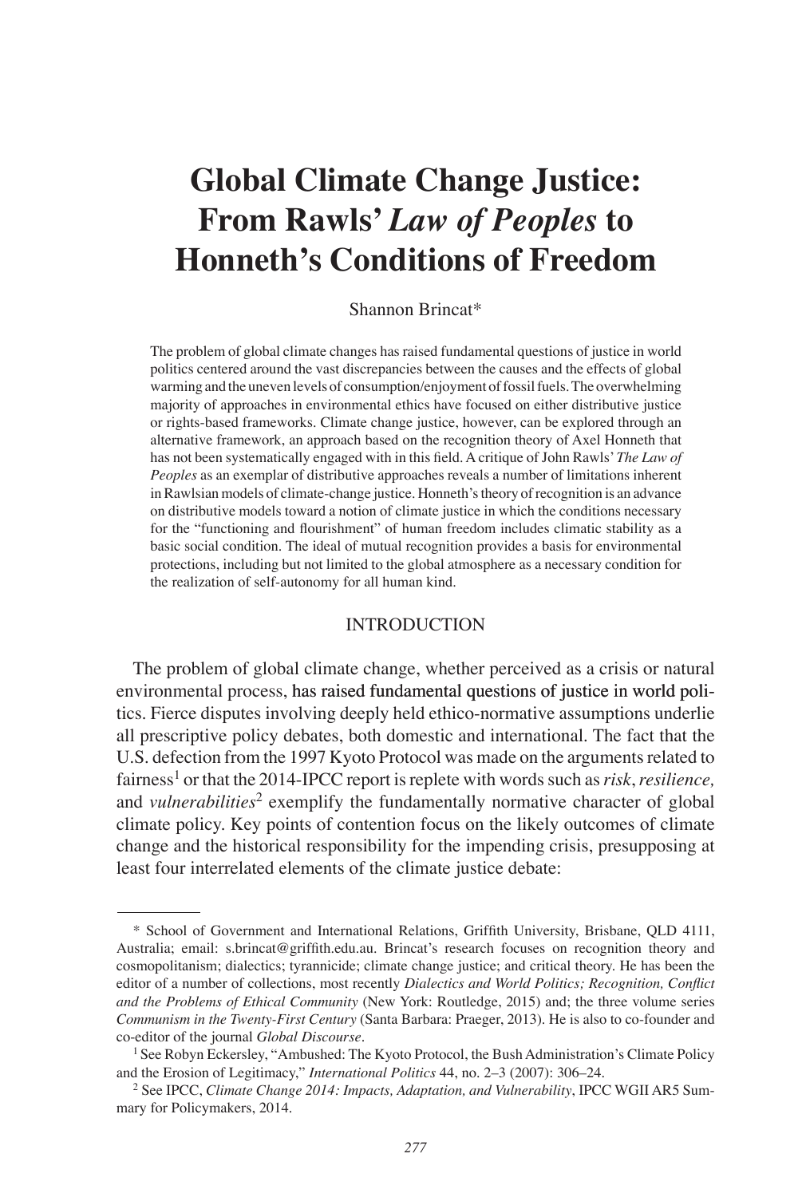# Global Climate Change Justice: From Rawls' *Law of Peoples* to Honneth's Conditions of Freedom

Shannon Brincat*

The problem of global climate changes has raised fundamental questions of justice in world politics centered around the vast discrepancies between the causes and the effects of global warming and the uneven levels of consumption/enjoyment of fossil fuels. The overwhelming majority of approaches in environmental ethics have focused on either distributive justice or rights-based frameworks. Climate change justice, however, can be explored through an alternative framework, an approach based on the recognition theory of Axel Honneth that has not been systematically engaged with in this field. A critique of John Rawls' *The Law of Peoples* as an exemplar of distributive approaches reveals a number of limitations inherent in Rawlsian models of climate-change justice. Honneth's theory of recognition is an advance on distributive models toward a notion of climate justice in which the conditions necessary for the "functioning and flourishment" of human freedom includes climatic stability as a basic social condition. The ideal of mutual recognition provides a basis for environmental protections, including but not limited to the global atmosphere as a necessary condition for the realization of self-autonomy for all human kind.

## INTRODUCTION

The problem of global climate change, whether perceived as a crisis or natural environmental process, has raised fundamental questions of justice in world politics. Fierce disputes involving deeply held ethico-normative assumptions underlie all prescriptive policy debates, both domestic and international. The fact that the U.S. defection from the 1997 Kyoto Protocol was made on the arguments related to fairness[1] or that the 2014-IPCC report is replete with words such as *risk*, *resilience,* and *vulnerabilities*[2] exemplify the fundamentally normative character of global climate policy. Key points of contention focus on the likely outcomes of climate change and the historical responsibility for the impending crisis, presupposing at least four interrelated elements of the climate justice debate:

---

\* School of Government and International Relations, Griffith University, Brisbane, QLD 4111, Australia; email: s.brincat@griffith.edu.au. Brincat's research focuses on recognition theory and cosmopolitanism; dialectics; tyrannicide; climate change justice; and critical theory. He has been the editor of a number of collections, most recently *Dialectics and World Politics; Recognition, Conflict and the Problems of Ethical Community* (New York: Routledge, 2015) and; the three volume series *Communism in the Twenty-First Century* (Santa Barbara: Praeger, 2013). He is also to co-founder and co-editor of the journal *Global Discourse*.

[1] See Robyn Eckersley, "Ambushed: The Kyoto Protocol, the Bush Administration's Climate Policy and the Erosion of Legitimacy," *International Politics* 44, no. 2–3 (2007): 306–24.

[2] See IPCC, *Climate Change 2014: Impacts, Adaptation, and Vulnerability*, IPCC WGII AR5 Summary for Policymakers, 2014.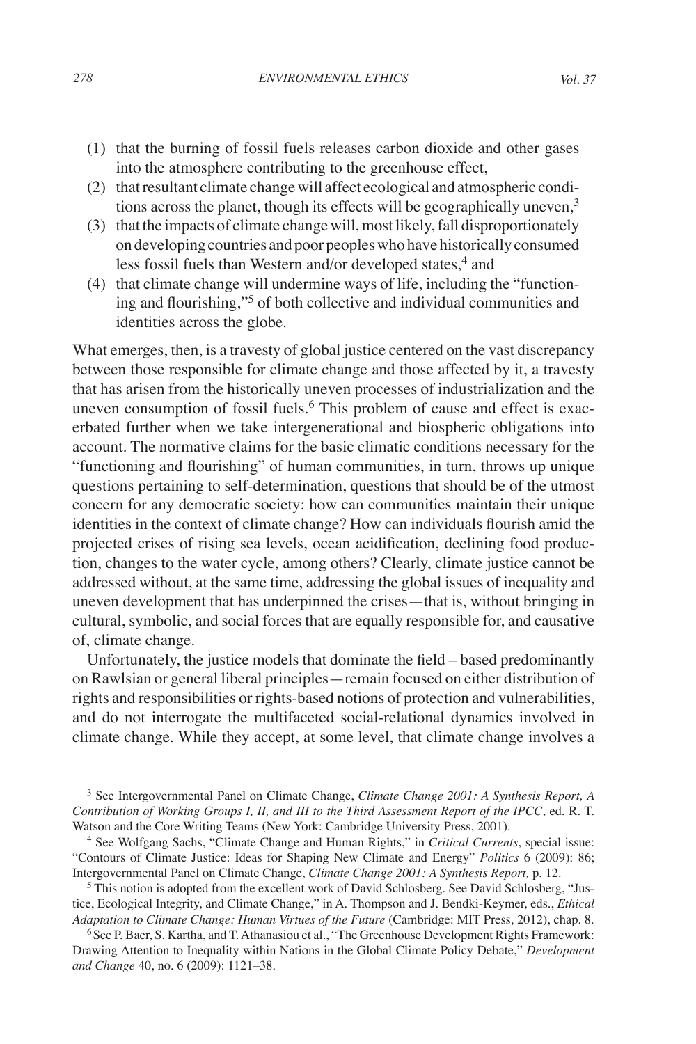(1) that the burning of fossil fuels releases carbon dioxide and other gases into the atmosphere contributing to the greenhouse effect,

(2) that resultant climate change will affect ecological and atmospheric conditions across the planet, though its effects will be geographically uneven,[3]

(3) that the impacts of climate change will, most likely, fall disproportionately on developing countries and poor peoples who have historically consumed less fossil fuels than Western and/or developed states,[4] and

(4) that climate change will undermine ways of life, including the "functioning and flourishing,"[5] of both collective and individual communities and identities across the globe.

What emerges, then, is a travesty of global justice centered on the vast discrepancy between those responsible for climate change and those affected by it, a travesty that has arisen from the historically uneven processes of industrialization and the uneven consumption of fossil fuels.[6] This problem of cause and effect is exacerbated further when we take intergenerational and biospheric obligations into account. The normative claims for the basic climatic conditions necessary for the "functioning and flourishing" of human communities, in turn, throws up unique questions pertaining to self-determination, questions that should be of the utmost concern for any democratic society: how can communities maintain their unique identities in the context of climate change? How can individuals flourish amid the projected crises of rising sea levels, ocean acidification, declining food production, changes to the water cycle, among others? Clearly, climate justice cannot be addressed without, at the same time, addressing the global issues of inequality and uneven development that has underpinned the crises—that is, without bringing in cultural, symbolic, and social forces that are equally responsible for, and causative of, climate change.

Unfortunately, the justice models that dominate the field – based predominantly on Rawlsian or general liberal principles—remain focused on either distribution of rights and responsibilities or rights-based notions of protection and vulnerabilities, and do not interrogate the multifaceted social-relational dynamics involved in climate change. While they accept, at some level, that climate change involves a

---

[3] See Intergovernmental Panel on Climate Change, *Climate Change 2001: A Synthesis Report, A Contribution of Working Groups I, II, and III to the Third Assessment Report of the IPCC*, ed. R. T. Watson and the Core Writing Teams (New York: Cambridge University Press, 2001).

[4] See Wolfgang Sachs, "Climate Change and Human Rights," in *Critical Currents*, special issue: "Contours of Climate Justice: Ideas for Shaping New Climate and Energy" *Politics* 6 (2009): 86; Intergovernmental Panel on Climate Change, *Climate Change 2001: A Synthesis Report,* p. 12.

[5] This notion is adopted from the excellent work of David Schlosberg. See David Schlosberg, "Justice, Ecological Integrity, and Climate Change," in A. Thompson and J. Bendki-Keymer, eds., *Ethical Adaptation to Climate Change: Human Virtues of the Future* (Cambridge: MIT Press, 2012), chap. 8.

[6] See P. Baer, S. Kartha, and T. Athanasiou et al., "The Greenhouse Development Rights Framework: Drawing Attention to Inequality within Nations in the Global Climate Policy Debate," *Development and Change* 40, no. 6 (2009): 1121–38.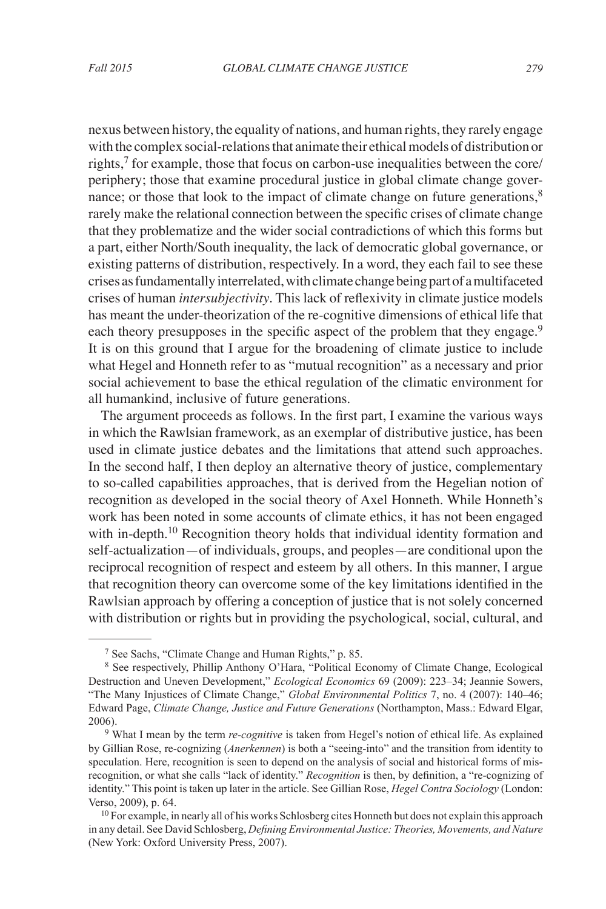nexus between history, the equality of nations, and human rights, they rarely engage with the complex social-relations that animate their ethical models of distribution or rights,[7] for example, those that focus on carbon-use inequalities between the core/periphery; those that examine procedural justice in global climate change governance; or those that look to the impact of climate change on future generations,[8] rarely make the relational connection between the specific crises of climate change that they problematize and the wider social contradictions of which this forms but a part, either North/South inequality, the lack of democratic global governance, or existing patterns of distribution, respectively. In a word, they each fail to see these crises as fundamentally interrelated, with climate change being part of a multifaceted crises of human *intersubjectivity*. This lack of reflexivity in climate justice models has meant the under-theorization of the re-cognitive dimensions of ethical life that each theory presupposes in the specific aspect of the problem that they engage.[9] It is on this ground that I argue for the broadening of climate justice to include what Hegel and Honneth refer to as "mutual recognition" as a necessary and prior social achievement to base the ethical regulation of the climatic environment for all humankind, inclusive of future generations.

The argument proceeds as follows. In the first part, I examine the various ways in which the Rawlsian framework, as an exemplar of distributive justice, has been used in climate justice debates and the limitations that attend such approaches. In the second half, I then deploy an alternative theory of justice, complementary to so-called capabilities approaches, that is derived from the Hegelian notion of recognition as developed in the social theory of Axel Honneth. While Honneth's work has been noted in some accounts of climate ethics, it has not been engaged with in-depth.[10] Recognition theory holds that individual identity formation and self-actualization—of individuals, groups, and peoples—are conditional upon the reciprocal recognition of respect and esteem by all others. In this manner, I argue that recognition theory can overcome some of the key limitations identified in the Rawlsian approach by offering a conception of justice that is not solely concerned with distribution or rights but in providing the psychological, social, cultural, and

---

[7] See Sachs, "Climate Change and Human Rights," p. 85.

[8] See respectively, Phillip Anthony O'Hara, "Political Economy of Climate Change, Ecological Destruction and Uneven Development," *Ecological Economics* 69 (2009): 223–34; Jeannie Sowers, "The Many Injustices of Climate Change," *Global Environmental Politics* 7, no. 4 (2007): 140–46; Edward Page, *Climate Change, Justice and Future Generations* (Northampton, Mass.: Edward Elgar, 2006).

[9] What I mean by the term *re-cognitive* is taken from Hegel's notion of ethical life. As explained by Gillian Rose, re-cognizing (*Anerkennen*) is both a "seeing-into" and the transition from identity to speculation. Here, recognition is seen to depend on the analysis of social and historical forms of misrecognition, or what she calls "lack of identity." *Recognition* is then, by definition, a "re-cognizing of identity." This point is taken up later in the article. See Gillian Rose, *Hegel Contra Sociology* (London: Verso, 2009), p. 64.

[10] For example, in nearly all of his works Schlosberg cites Honneth but does not explain this approach in any detail. See David Schlosberg, *Defining Environmental Justice: Theories, Movements, and Nature* (New York: Oxford University Press, 2007).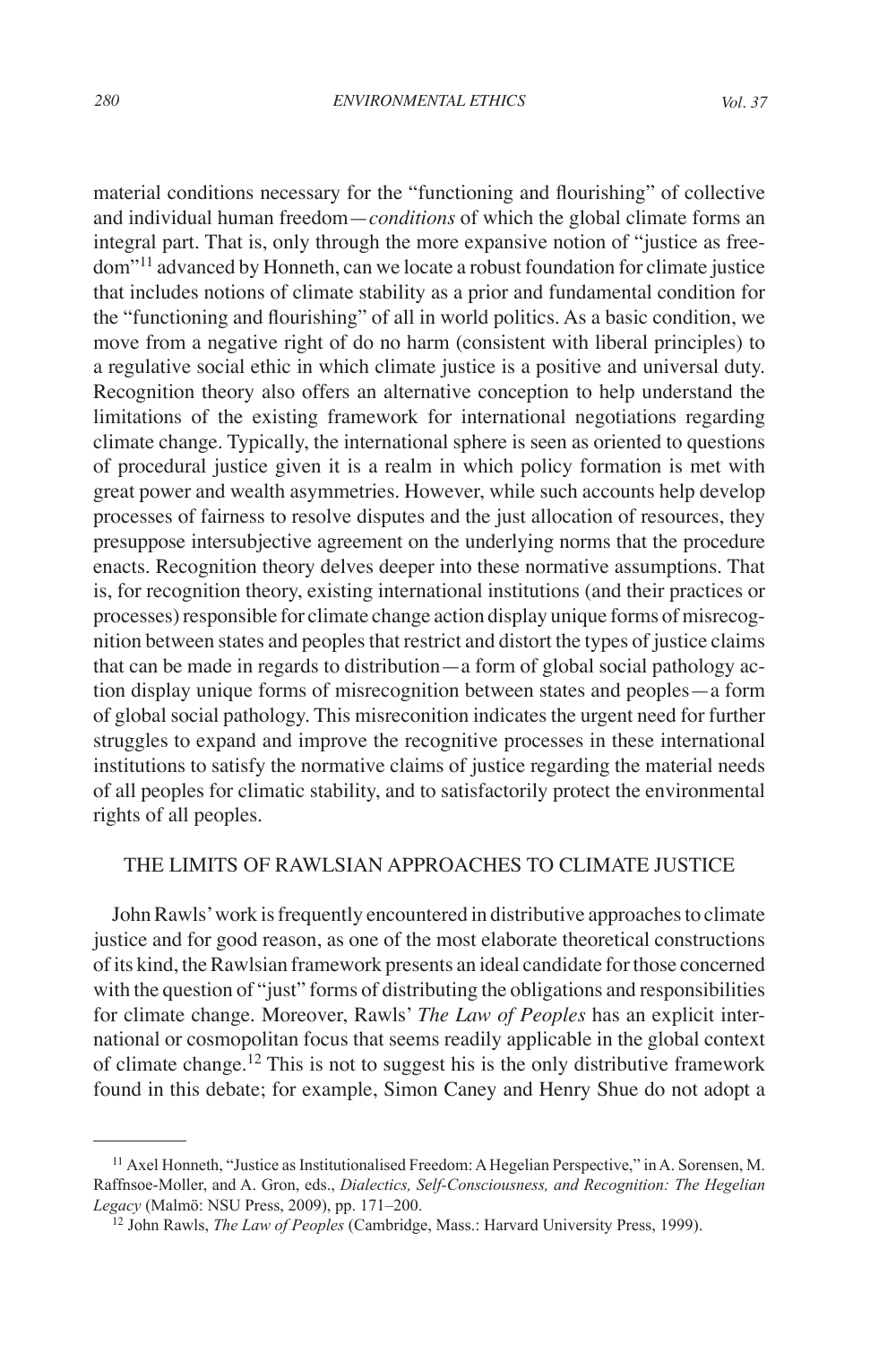material conditions necessary for the "functioning and flourishing" of collective and individual human freedom—*conditions* of which the global climate forms an integral part. That is, only through the more expansive notion of "justice as freedom"[11] advanced by Honneth, can we locate a robust foundation for climate justice that includes notions of climate stability as a prior and fundamental condition for the "functioning and flourishing" of all in world politics. As a basic condition, we move from a negative right of do no harm (consistent with liberal principles) to a regulative social ethic in which climate justice is a positive and universal duty. Recognition theory also offers an alternative conception to help understand the limitations of the existing framework for international negotiations regarding climate change. Typically, the international sphere is seen as oriented to questions of procedural justice given it is a realm in which policy formation is met with great power and wealth asymmetries. However, while such accounts help develop processes of fairness to resolve disputes and the just allocation of resources, they presuppose intersubjective agreement on the underlying norms that the procedure enacts. Recognition theory delves deeper into these normative assumptions. That is, for recognition theory, existing international institutions (and their practices or processes) responsible for climate change action display unique forms of misrecognition between states and peoples that restrict and distort the types of justice claims that can be made in regards to distribution—a form of global social pathology action display unique forms of misrecognition between states and peoples—a form of global social pathology. This misreconition indicates the urgent need for further struggles to expand and improve the recognitive processes in these international institutions to satisfy the normative claims of justice regarding the material needs of all peoples for climatic stability, and to satisfactorily protect the environmental rights of all peoples.

## THE LIMITS OF RAWLSIAN APPROACHES TO CLIMATE JUSTICE

John Rawls' work is frequently encountered in distributive approaches to climate justice and for good reason, as one of the most elaborate theoretical constructions of its kind, the Rawlsian framework presents an ideal candidate for those concerned with the question of "just" forms of distributing the obligations and responsibilities for climate change. Moreover, Rawls' *The Law of Peoples* has an explicit international or cosmopolitan focus that seems readily applicable in the global context of climate change.[12] This is not to suggest his is the only distributive framework found in this debate; for example, Simon Caney and Henry Shue do not adopt a

---

[11] Axel Honneth, "Justice as Institutionalised Freedom: A Hegelian Perspective," in A. Sorensen, M. Raffnsoe-Moller, and A. Gron, eds., *Dialectics, Self-Consciousness, and Recognition: The Hegelian Legacy* (Malmö: NSU Press, 2009), pp. 171–200.

[12] John Rawls, *The Law of Peoples* (Cambridge, Mass.: Harvard University Press, 1999).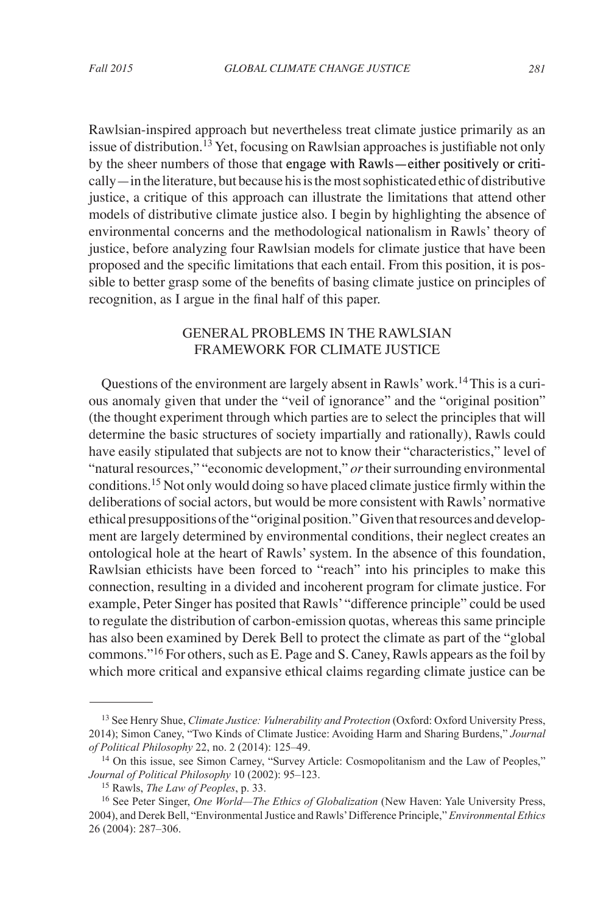Rawlsian-inspired approach but nevertheless treat climate justice primarily as an issue of distribution.[13] Yet, focusing on Rawlsian approaches is justifiable not only by the sheer numbers of those that engage with Rawls—either positively or critically—in the literature, but because his is the most sophisticated ethic of distributive justice, a critique of this approach can illustrate the limitations that attend other models of distributive climate justice also. I begin by highlighting the absence of environmental concerns and the methodological nationalism in Rawls' theory of justice, before analyzing four Rawlsian models for climate justice that have been proposed and the specific limitations that each entail. From this position, it is possible to better grasp some of the benefits of basing climate justice on principles of recognition, as I argue in the final half of this paper.

## GENERAL PROBLEMS IN THE RAWLSIAN FRAMEWORK FOR CLIMATE JUSTICE

Questions of the environment are largely absent in Rawls' work.[14] This is a curious anomaly given that under the "veil of ignorance" and the "original position" (the thought experiment through which parties are to select the principles that will determine the basic structures of society impartially and rationally), Rawls could have easily stipulated that subjects are not to know their "characteristics," level of "natural resources," "economic development," *or* their surrounding environmental conditions.[15] Not only would doing so have placed climate justice firmly within the deliberations of social actors, but would be more consistent with Rawls' normative ethical presuppositions of the "original position." Given that resources and development are largely determined by environmental conditions, their neglect creates an ontological hole at the heart of Rawls' system. In the absence of this foundation, Rawlsian ethicists have been forced to "reach" into his principles to make this connection, resulting in a divided and incoherent program for climate justice. For example, Peter Singer has posited that Rawls' "difference principle" could be used to regulate the distribution of carbon-emission quotas, whereas this same principle has also been examined by Derek Bell to protect the climate as part of the "global commons."[16] For others, such as E. Page and S. Caney, Rawls appears as the foil by which more critical and expansive ethical claims regarding climate justice can be

---

[13] See Henry Shue, *Climate Justice: Vulnerability and Protection* (Oxford: Oxford University Press, 2014); Simon Caney, "Two Kinds of Climate Justice: Avoiding Harm and Sharing Burdens," *Journal of Political Philosophy* 22, no. 2 (2014): 125–49.

[14] On this issue, see Simon Carney, "Survey Article: Cosmopolitanism and the Law of Peoples," *Journal of Political Philosophy* 10 (2002): 95–123.

[15] Rawls, *The Law of Peoples*, p. 33.

[16] See Peter Singer, *One World—The Ethics of Globalization* (New Haven: Yale University Press, 2004), and Derek Bell, "Environmental Justice and Rawls' Difference Principle," *Environmental Ethics* 26 (2004): 287–306.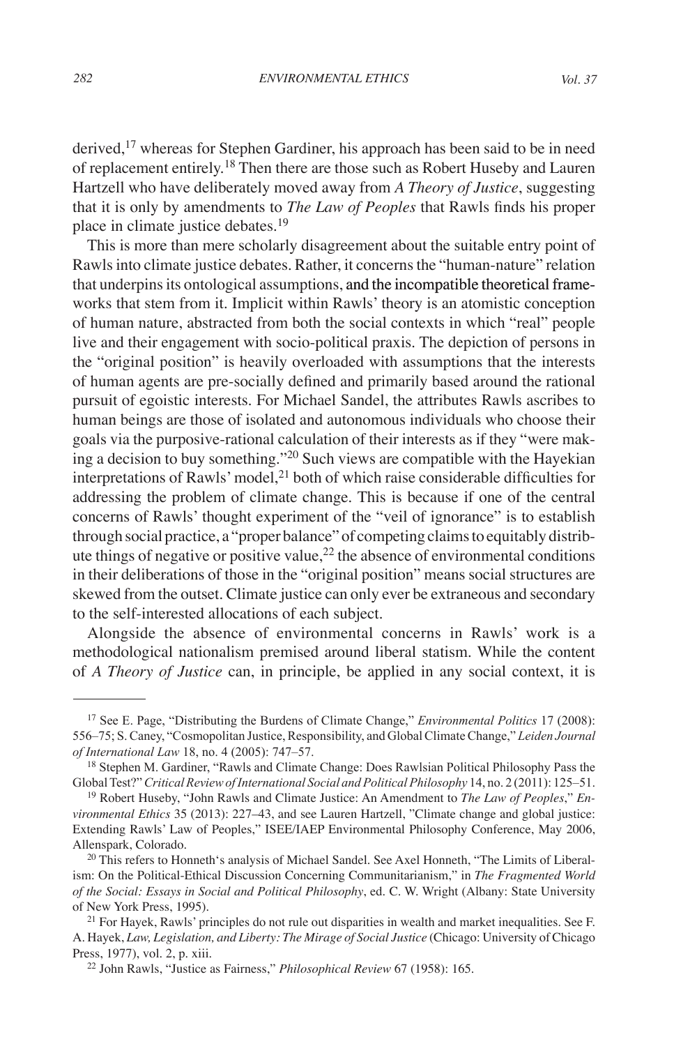derived,[17] whereas for Stephen Gardiner, his approach has been said to be in need of replacement entirely.[18] Then there are those such as Robert Huseby and Lauren Hartzell who have deliberately moved away from *A Theory of Justice*, suggesting that it is only by amendments to *The Law of Peoples* that Rawls finds his proper place in climate justice debates.[19]

This is more than mere scholarly disagreement about the suitable entry point of Rawls into climate justice debates. Rather, it concerns the "human-nature" relation that underpins its ontological assumptions, and the incompatible theoretical frameworks that stem from it. Implicit within Rawls' theory is an atomistic conception of human nature, abstracted from both the social contexts in which "real" people live and their engagement with socio-political praxis. The depiction of persons in the "original position" is heavily overloaded with assumptions that the interests of human agents are pre-socially defined and primarily based around the rational pursuit of egoistic interests. For Michael Sandel, the attributes Rawls ascribes to human beings are those of isolated and autonomous individuals who choose their goals via the purposive-rational calculation of their interests as if they "were making a decision to buy something."[20] Such views are compatible with the Hayekian interpretations of Rawls' model,[21] both of which raise considerable difficulties for addressing the problem of climate change. This is because if one of the central concerns of Rawls' thought experiment of the "veil of ignorance" is to establish through social practice, a "proper balance" of competing claims to equitably distribute things of negative or positive value,[22] the absence of environmental conditions in their deliberations of those in the "original position" means social structures are skewed from the outset. Climate justice can only ever be extraneous and secondary to the self-interested allocations of each subject.

Alongside the absence of environmental concerns in Rawls' work is a methodological nationalism premised around liberal statism. While the content of *A Theory of Justice* can, in principle, be applied in any social context, it is

---

[17] See E. Page, "Distributing the Burdens of Climate Change," *Environmental Politics* 17 (2008): 556–75; S. Caney, "Cosmopolitan Justice, Responsibility, and Global Climate Change," *Leiden Journal of International Law* 18, no. 4 (2005): 747–57.

[18] Stephen M. Gardiner, "Rawls and Climate Change: Does Rawlsian Political Philosophy Pass the Global Test?" *Critical Review of International Social and Political Philosophy* 14, no. 2 (2011): 125–51.

[19] Robert Huseby, "John Rawls and Climate Justice: An Amendment to *The Law of Peoples*," *Environmental Ethics* 35 (2013): 227–43, and see Lauren Hartzell, "Climate change and global justice: Extending Rawls' Law of Peoples," ISEE/IAEP Environmental Philosophy Conference, May 2006, Allenspark, Colorado.

[20] This refers to Honneth's analysis of Michael Sandel. See Axel Honneth, "The Limits of Liberalism: On the Political-Ethical Discussion Concerning Communitarianism," in *The Fragmented World of the Social: Essays in Social and Political Philosophy*, ed. C. W. Wright (Albany: State University of New York Press, 1995).

[21] For Hayek, Rawls' principles do not rule out disparities in wealth and market inequalities. See F. A. Hayek, *Law, Legislation, and Liberty: The Mirage of Social Justice* (Chicago: University of Chicago Press, 1977), vol. 2, p. xiii.

[22] John Rawls, "Justice as Fairness," *Philosophical Review* 67 (1958): 165.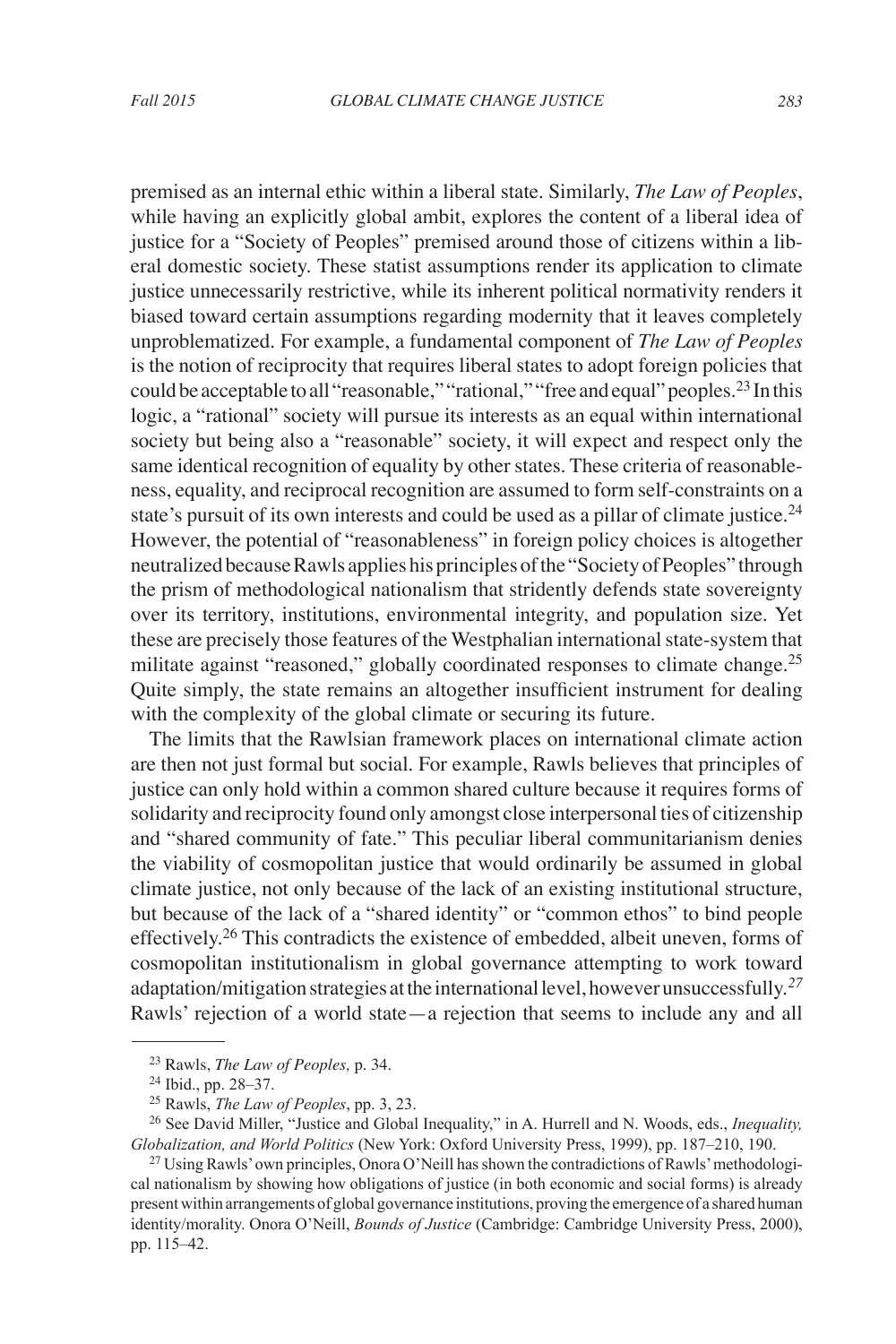premised as an internal ethic within a liberal state. Similarly, *The Law of Peoples*, while having an explicitly global ambit, explores the content of a liberal idea of justice for a "Society of Peoples" premised around those of citizens within a liberal domestic society. These statist assumptions render its application to climate justice unnecessarily restrictive, while its inherent political normativity renders it biased toward certain assumptions regarding modernity that it leaves completely unproblematized. For example, a fundamental component of *The Law of Peoples* is the notion of reciprocity that requires liberal states to adopt foreign policies that could be acceptable to all "reasonable," "rational," "free and equal" peoples.[23] In this logic, a "rational" society will pursue its interests as an equal within international society but being also a "reasonable" society, it will expect and respect only the same identical recognition of equality by other states. These criteria of reasonableness, equality, and reciprocal recognition are assumed to form self-constraints on a state's pursuit of its own interests and could be used as a pillar of climate justice.[24] However, the potential of "reasonableness" in foreign policy choices is altogether neutralized because Rawls applies his principles of the "Society of Peoples" through the prism of methodological nationalism that stridently defends state sovereignty over its territory, institutions, environmental integrity, and population size. Yet these are precisely those features of the Westphalian international state-system that militate against "reasoned," globally coordinated responses to climate change.[25] Quite simply, the state remains an altogether insufficient instrument for dealing with the complexity of the global climate or securing its future.

The limits that the Rawlsian framework places on international climate action are then not just formal but social. For example, Rawls believes that principles of justice can only hold within a common shared culture because it requires forms of solidarity and reciprocity found only amongst close interpersonal ties of citizenship and "shared community of fate." This peculiar liberal communitarianism denies the viability of cosmopolitan justice that would ordinarily be assumed in global climate justice, not only because of the lack of an existing institutional structure, but because of the lack of a "shared identity" or "common ethos" to bind people effectively.[26] This contradicts the existence of embedded, albeit uneven, forms of cosmopolitan institutionalism in global governance attempting to work toward adaptation/mitigation strategies at the international level, however unsuccessfully.[27] Rawls' rejection of a world state—a rejection that seems to include any and all

---

[23] Rawls, *The Law of Peoples,* p. 34.

[24] Ibid., pp. 28–37.

[25] Rawls, *The Law of Peoples*, pp. 3, 23.

[26] See David Miller, "Justice and Global Inequality," in A. Hurrell and N. Woods, eds., *Inequality, Globalization, and World Politics* (New York: Oxford University Press, 1999), pp. 187–210, 190.

[27] Using Rawls' own principles, Onora O'Neill has shown the contradictions of Rawls' methodological nationalism by showing how obligations of justice (in both economic and social forms) is already present within arrangements of global governance institutions, proving the emergence of a shared human identity/morality. Onora O'Neill, *Bounds of Justice* (Cambridge: Cambridge University Press, 2000), pp. 115–42.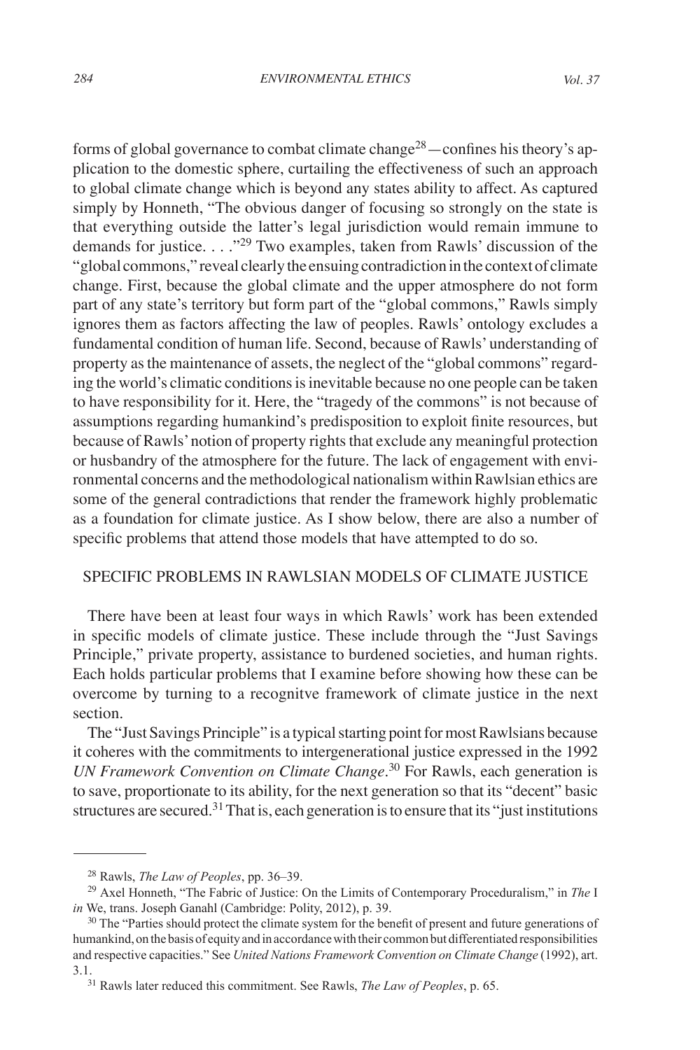forms of global governance to combat climate change[28]—confines his theory's application to the domestic sphere, curtailing the effectiveness of such an approach to global climate change which is beyond any states ability to affect. As captured simply by Honneth, "The obvious danger of focusing so strongly on the state is that everything outside the latter's legal jurisdiction would remain immune to demands for justice. . . ."[29] Two examples, taken from Rawls' discussion of the "global commons," reveal clearly the ensuing contradiction in the context of climate change. First, because the global climate and the upper atmosphere do not form part of any state's territory but form part of the "global commons," Rawls simply ignores them as factors affecting the law of peoples. Rawls' ontology excludes a fundamental condition of human life. Second, because of Rawls' understanding of property as the maintenance of assets, the neglect of the "global commons" regarding the world's climatic conditions is inevitable because no one people can be taken to have responsibility for it. Here, the "tragedy of the commons" is not because of assumptions regarding humankind's predisposition to exploit finite resources, but because of Rawls' notion of property rights that exclude any meaningful protection or husbandry of the atmosphere for the future. The lack of engagement with environmental concerns and the methodological nationalism within Rawlsian ethics are some of the general contradictions that render the framework highly problematic as a foundation for climate justice. As I show below, there are also a number of specific problems that attend those models that have attempted to do so.

## SPECIFIC PROBLEMS IN RAWLSIAN MODELS OF CLIMATE JUSTICE

There have been at least four ways in which Rawls' work has been extended in specific models of climate justice. These include through the "Just Savings Principle," private property, assistance to burdened societies, and human rights. Each holds particular problems that I examine before showing how these can be overcome by turning to a recognitve framework of climate justice in the next section.

The "Just Savings Principle" is a typical starting point for most Rawlsians because it coheres with the commitments to intergenerational justice expressed in the 1992 *UN Framework Convention on Climate Change*.[30] For Rawls, each generation is to save, proportionate to its ability, for the next generation so that its "decent" basic structures are secured.[31] That is, each generation is to ensure that its "just institutions

---

[28] Rawls, *The Law of Peoples*, pp. 36–39.

[29] Axel Honneth, "The Fabric of Justice: On the Limits of Contemporary Proceduralism," in *The* I *in* We, trans. Joseph Ganahl (Cambridge: Polity, 2012), p. 39.

[30] The "Parties should protect the climate system for the benefit of present and future generations of humankind, on the basis of equity and in accordance with their common but differentiated responsibilities and respective capacities." See *United Nations Framework Convention on Climate Change* (1992), art. 3.1.

[31] Rawls later reduced this commitment. See Rawls, *The Law of Peoples*, p. 65.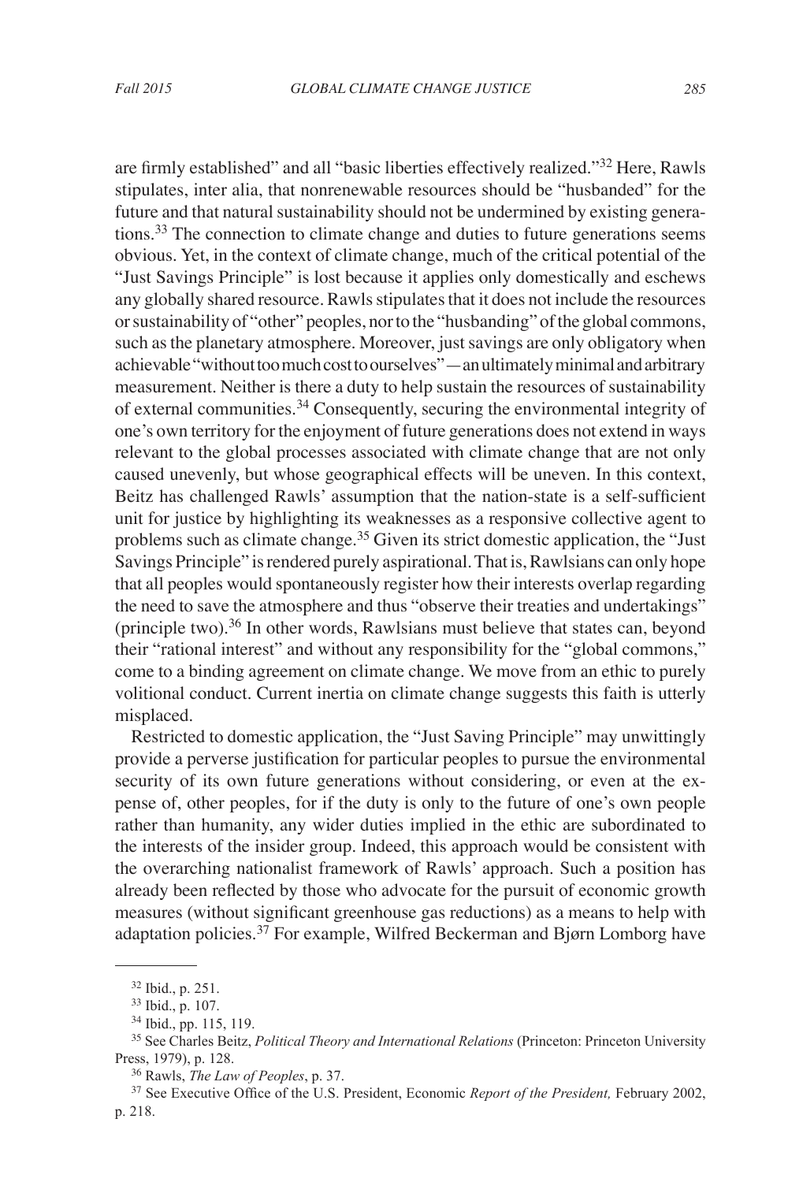are firmly established" and all "basic liberties effectively realized."[32] Here, Rawls stipulates, inter alia, that nonrenewable resources should be "husbanded" for the future and that natural sustainability should not be undermined by existing generations.[33] The connection to climate change and duties to future generations seems obvious. Yet, in the context of climate change, much of the critical potential of the "Just Savings Principle" is lost because it applies only domestically and eschews any globally shared resource. Rawls stipulates that it does not include the resources or sustainability of "other" peoples, nor to the "husbanding" of the global commons, such as the planetary atmosphere. Moreover, just savings are only obligatory when achievable "without too much cost to ourselves"—an ultimately minimal and arbitrary measurement. Neither is there a duty to help sustain the resources of sustainability of external communities.[34] Consequently, securing the environmental integrity of one's own territory for the enjoyment of future generations does not extend in ways relevant to the global processes associated with climate change that are not only caused unevenly, but whose geographical effects will be uneven. In this context, Beitz has challenged Rawls' assumption that the nation-state is a self-sufficient unit for justice by highlighting its weaknesses as a responsive collective agent to problems such as climate change.[35] Given its strict domestic application, the "Just Savings Principle" is rendered purely aspirational. That is, Rawlsians can only hope that all peoples would spontaneously register how their interests overlap regarding the need to save the atmosphere and thus "observe their treaties and undertakings" (principle two).[36] In other words, Rawlsians must believe that states can, beyond their "rational interest" and without any responsibility for the "global commons," come to a binding agreement on climate change. We move from an ethic to purely volitional conduct. Current inertia on climate change suggests this faith is utterly misplaced.

Restricted to domestic application, the "Just Saving Principle" may unwittingly provide a perverse justification for particular peoples to pursue the environmental security of its own future generations without considering, or even at the expense of, other peoples, for if the duty is only to the future of one's own people rather than humanity, any wider duties implied in the ethic are subordinated to the interests of the insider group. Indeed, this approach would be consistent with the overarching nationalist framework of Rawls' approach. Such a position has already been reflected by those who advocate for the pursuit of economic growth measures (without significant greenhouse gas reductions) as a means to help with adaptation policies.[37] For example, Wilfred Beckerman and Bjørn Lomborg have

---

[32] Ibid., p. 251.

[33] Ibid., p. 107.

[34] Ibid., pp. 115, 119.

[35] See Charles Beitz, *Political Theory and International Relations* (Princeton: Princeton University Press, 1979), p. 128.

[36] Rawls, *The Law of Peoples*, p. 37.

[37] See Executive Office of the U.S. President, Economic *Report of the President,* February 2002, p. 218.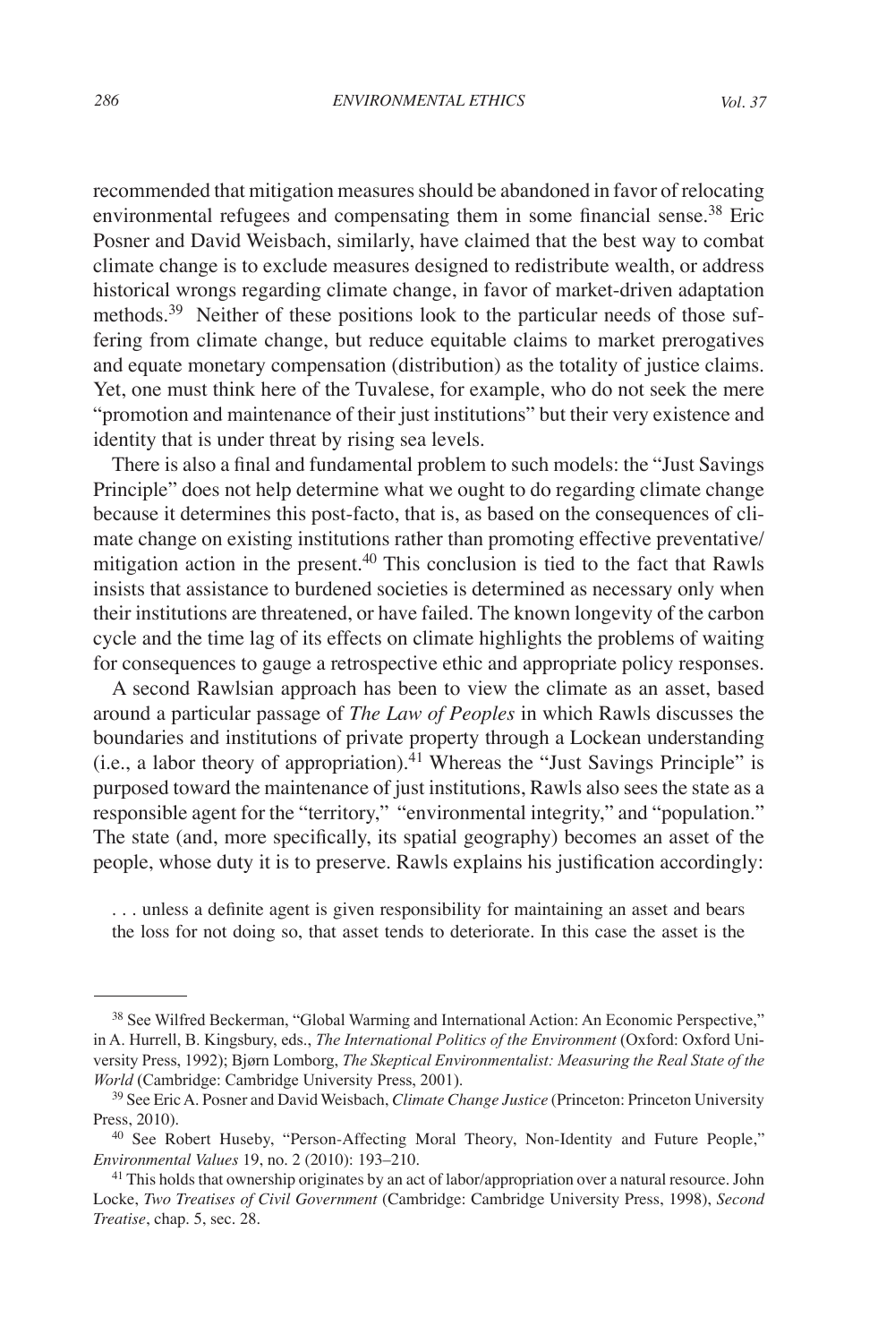recommended that mitigation measures should be abandoned in favor of relocating environmental refugees and compensating them in some financial sense.[38] Eric Posner and David Weisbach, similarly, have claimed that the best way to combat climate change is to exclude measures designed to redistribute wealth, or address historical wrongs regarding climate change, in favor of market-driven adaptation methods.[39] Neither of these positions look to the particular needs of those suffering from climate change, but reduce equitable claims to market prerogatives and equate monetary compensation (distribution) as the totality of justice claims. Yet, one must think here of the Tuvalese, for example, who do not seek the mere "promotion and maintenance of their just institutions" but their very existence and identity that is under threat by rising sea levels.

There is also a final and fundamental problem to such models: the "Just Savings Principle" does not help determine what we ought to do regarding climate change because it determines this post-facto, that is, as based on the consequences of climate change on existing institutions rather than promoting effective preventative/mitigation action in the present.[40] This conclusion is tied to the fact that Rawls insists that assistance to burdened societies is determined as necessary only when their institutions are threatened, or have failed. The known longevity of the carbon cycle and the time lag of its effects on climate highlights the problems of waiting for consequences to gauge a retrospective ethic and appropriate policy responses.

A second Rawlsian approach has been to view the climate as an asset, based around a particular passage of *The Law of Peoples* in which Rawls discusses the boundaries and institutions of private property through a Lockean understanding (i.e., a labor theory of appropriation).[41] Whereas the "Just Savings Principle" is purposed toward the maintenance of just institutions, Rawls also sees the state as a responsible agent for the "territory," "environmental integrity," and "population." The state (and, more specifically, its spatial geography) becomes an asset of the people, whose duty it is to preserve. Rawls explains his justification accordingly:

> . . . unless a definite agent is given responsibility for maintaining an asset and bears the loss for not doing so, that asset tends to deteriorate. In this case the asset is the

---

[38] See Wilfred Beckerman, "Global Warming and International Action: An Economic Perspective," in A. Hurrell, B. Kingsbury, eds., *The International Politics of the Environment* (Oxford: Oxford University Press, 1992); Bjørn Lomborg, *The Skeptical Environmentalist: Measuring the Real State of the World* (Cambridge: Cambridge University Press, 2001).

[39] See Eric A. Posner and David Weisbach, *Climate Change Justice* (Princeton: Princeton University Press, 2010).

[40] See Robert Huseby, "Person-Affecting Moral Theory, Non-Identity and Future People," *Environmental Values* 19, no. 2 (2010): 193–210.

[41] This holds that ownership originates by an act of labor/appropriation over a natural resource. John Locke, *Two Treatises of Civil Government* (Cambridge: Cambridge University Press, 1998), *Second Treatise*, chap. 5, sec. 28.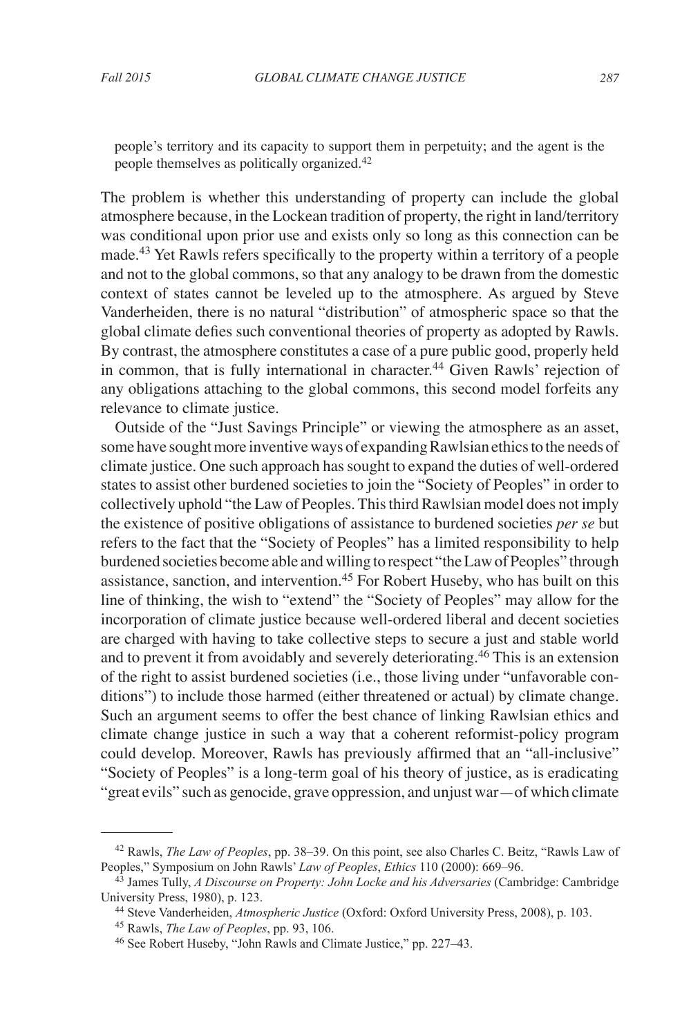people's territory and its capacity to support them in perpetuity; and the agent is the people themselves as politically organized.[42]

The problem is whether this understanding of property can include the global atmosphere because, in the Lockean tradition of property, the right in land/territory was conditional upon prior use and exists only so long as this connection can be made.[43] Yet Rawls refers specifically to the property within a territory of a people and not to the global commons, so that any analogy to be drawn from the domestic context of states cannot be leveled up to the atmosphere. As argued by Steve Vanderheiden, there is no natural "distribution" of atmospheric space so that the global climate defies such conventional theories of property as adopted by Rawls. By contrast, the atmosphere constitutes a case of a pure public good, properly held in common, that is fully international in character.[44] Given Rawls' rejection of any obligations attaching to the global commons, this second model forfeits any relevance to climate justice.

Outside of the "Just Savings Principle" or viewing the atmosphere as an asset, some have sought more inventive ways of expanding Rawlsian ethics to the needs of climate justice. One such approach has sought to expand the duties of well-ordered states to assist other burdened societies to join the "Society of Peoples" in order to collectively uphold "the Law of Peoples. This third Rawlsian model does not imply the existence of positive obligations of assistance to burdened societies *per se* but refers to the fact that the "Society of Peoples" has a limited responsibility to help burdened societies become able and willing to respect "the Law of Peoples" through assistance, sanction, and intervention.[45] For Robert Huseby, who has built on this line of thinking, the wish to "extend" the "Society of Peoples" may allow for the incorporation of climate justice because well-ordered liberal and decent societies are charged with having to take collective steps to secure a just and stable world and to prevent it from avoidably and severely deteriorating.[46] This is an extension of the right to assist burdened societies (i.e., those living under "unfavorable conditions") to include those harmed (either threatened or actual) by climate change. Such an argument seems to offer the best chance of linking Rawlsian ethics and climate change justice in such a way that a coherent reformist-policy program could develop. Moreover, Rawls has previously affirmed that an "all-inclusive" "Society of Peoples" is a long-term goal of his theory of justice, as is eradicating "great evils" such as genocide, grave oppression, and unjust war—of which climate

---

[42] Rawls, *The Law of Peoples*, pp. 38–39. On this point, see also Charles C. Beitz, "Rawls Law of Peoples," Symposium on John Rawls' *Law of Peoples*, *Ethics* 110 (2000): 669–96.

[43] James Tully, *A Discourse on Property: John Locke and his Adversaries* (Cambridge: Cambridge University Press, 1980), p. 123.

[44] Steve Vanderheiden, *Atmospheric Justice* (Oxford: Oxford University Press, 2008), p. 103.

[45] Rawls, *The Law of Peoples*, pp. 93, 106.

[46] See Robert Huseby, "John Rawls and Climate Justice," pp. 227–43.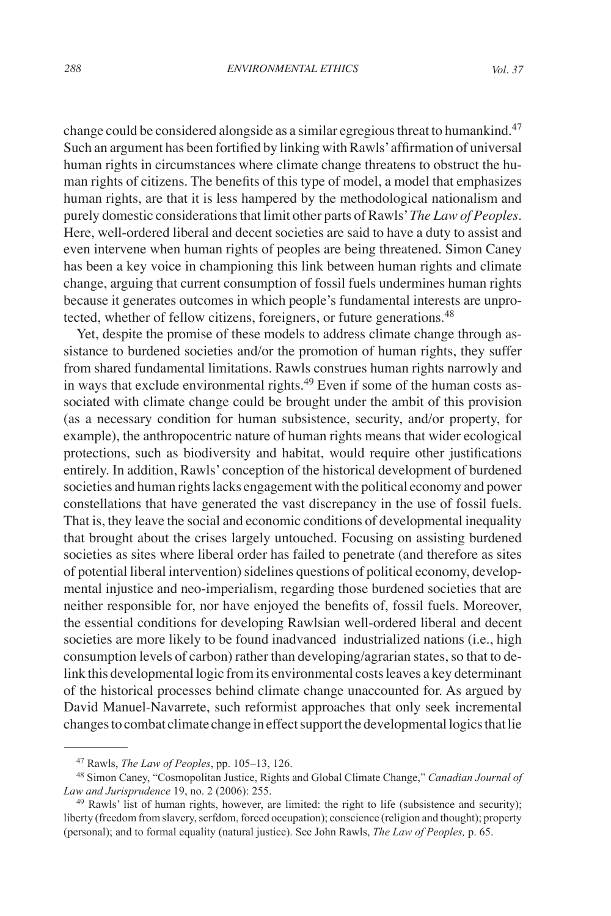change could be considered alongside as a similar egregious threat to humankind.[47] Such an argument has been fortified by linking with Rawls' affirmation of universal human rights in circumstances where climate change threatens to obstruct the human rights of citizens. The benefits of this type of model, a model that emphasizes human rights, are that it is less hampered by the methodological nationalism and purely domestic considerations that limit other parts of Rawls' *The Law of Peoples*. Here, well-ordered liberal and decent societies are said to have a duty to assist and even intervene when human rights of peoples are being threatened. Simon Caney has been a key voice in championing this link between human rights and climate change, arguing that current consumption of fossil fuels undermines human rights because it generates outcomes in which people's fundamental interests are unprotected, whether of fellow citizens, foreigners, or future generations.[48]

Yet, despite the promise of these models to address climate change through assistance to burdened societies and/or the promotion of human rights, they suffer from shared fundamental limitations. Rawls construes human rights narrowly and in ways that exclude environmental rights.[49] Even if some of the human costs associated with climate change could be brought under the ambit of this provision (as a necessary condition for human subsistence, security, and/or property, for example), the anthropocentric nature of human rights means that wider ecological protections, such as biodiversity and habitat, would require other justifications entirely. In addition, Rawls' conception of the historical development of burdened societies and human rights lacks engagement with the political economy and power constellations that have generated the vast discrepancy in the use of fossil fuels. That is, they leave the social and economic conditions of developmental inequality that brought about the crises largely untouched. Focusing on assisting burdened societies as sites where liberal order has failed to penetrate (and therefore as sites of potential liberal intervention) sidelines questions of political economy, developmental injustice and neo-imperialism, regarding those burdened societies that are neither responsible for, nor have enjoyed the benefits of, fossil fuels. Moreover, the essential conditions for developing Rawlsian well-ordered liberal and decent societies are more likely to be found inadvanced industrialized nations (i.e., high consumption levels of carbon) rather than developing/agrarian states, so that to delink this developmental logic from its environmental costs leaves a key determinant of the historical processes behind climate change unaccounted for. As argued by David Manuel-Navarrete, such reformist approaches that only seek incremental changes to combat climate change in effect support the developmental logics that lie

---

[47] Rawls, *The Law of Peoples*, pp. 105–13, 126.

[48] Simon Caney, "Cosmopolitan Justice, Rights and Global Climate Change," *Canadian Journal of Law and Jurisprudence* 19, no. 2 (2006): 255.

[49] Rawls' list of human rights, however, are limited: the right to life (subsistence and security); liberty (freedom from slavery, serfdom, forced occupation); conscience (religion and thought); property (personal); and to formal equality (natural justice). See John Rawls, *The Law of Peoples,* p. 65.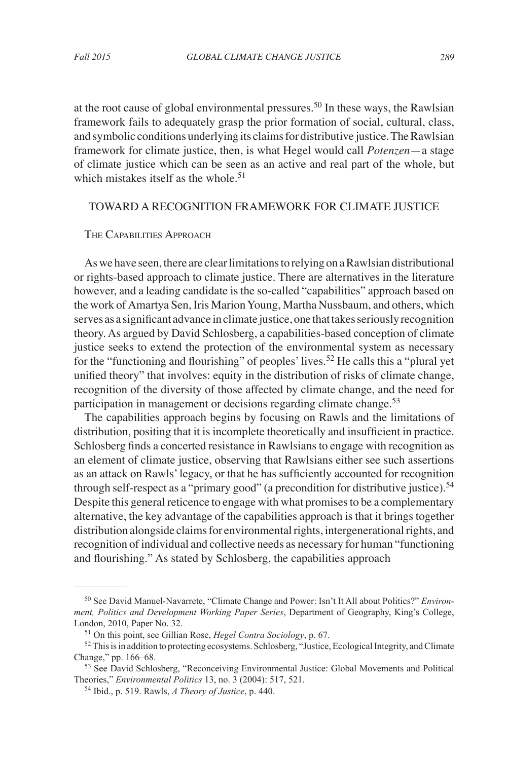at the root cause of global environmental pressures.[50] In these ways, the Rawlsian framework fails to adequately grasp the prior formation of social, cultural, class, and symbolic conditions underlying its claims for distributive justice. The Rawlsian framework for climate justice, then, is what Hegel would call *Potenzen*—a stage of climate justice which can be seen as an active and real part of the whole, but which mistakes itself as the whole.[51]

## TOWARD A RECOGNITION FRAMEWORK FOR CLIMATE JUSTICE

### The Capabilities Approach

As we have seen, there are clear limitations to relying on a Rawlsian distributional or rights-based approach to climate justice. There are alternatives in the literature however, and a leading candidate is the so-called "capabilities" approach based on the work of Amartya Sen, Iris Marion Young, Martha Nussbaum, and others, which serves as a significant advance in climate justice, one that takes seriously recognition theory. As argued by David Schlosberg, a capabilities-based conception of climate justice seeks to extend the protection of the environmental system as necessary for the "functioning and flourishing" of peoples' lives.[52] He calls this a "plural yet unified theory" that involves: equity in the distribution of risks of climate change, recognition of the diversity of those affected by climate change, and the need for participation in management or decisions regarding climate change.[53]

The capabilities approach begins by focusing on Rawls and the limitations of distribution, positing that it is incomplete theoretically and insufficient in practice. Schlosberg finds a concerted resistance in Rawlsians to engage with recognition as an element of climate justice, observing that Rawlsians either see such assertions as an attack on Rawls' legacy, or that he has sufficiently accounted for recognition through self-respect as a "primary good" (a precondition for distributive justice).[54] Despite this general reticence to engage with what promises to be a complementary alternative, the key advantage of the capabilities approach is that it brings together distribution alongside claims for environmental rights, intergenerational rights, and recognition of individual and collective needs as necessary for human "functioning and flourishing." As stated by Schlosberg, the capabilities approach

---

[50] See David Manuel-Navarrete, "Climate Change and Power: Isn't It All about Politics?" *Environment, Politics and Development Working Paper Series*, Department of Geography, King's College, London, 2010, Paper No. 32.

[51] On this point, see Gillian Rose, *Hegel Contra Sociology*, p. 67.

[52] This is in addition to protecting ecosystems. Schlosberg, "Justice, Ecological Integrity, and Climate Change," pp. 166–68.

[53] See David Schlosberg, "Reconceiving Environmental Justice: Global Movements and Political Theories," *Environmental Politics* 13, no. 3 (2004): 517, 521.

[54] Ibid., p. 519. Rawls, *A Theory of Justice*, p. 440.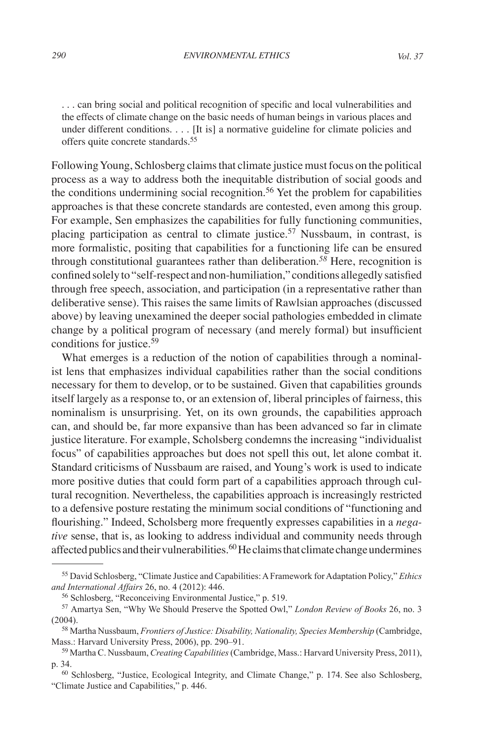> . . . can bring social and political recognition of specific and local vulnerabilities and the effects of climate change on the basic needs of human beings in various places and under different conditions. . . . [It is] a normative guideline for climate policies and offers quite concrete standards.[55]

Following Young, Schlosberg claims that climate justice must focus on the political process as a way to address both the inequitable distribution of social goods and the conditions undermining social recognition.[56] Yet the problem for capabilities approaches is that these concrete standards are contested, even among this group. For example, Sen emphasizes the capabilities for fully functioning communities, placing participation as central to climate justice.[57] Nussbaum, in contrast, is more formalistic, positing that capabilities for a functioning life can be ensured through constitutional guarantees rather than deliberation.[58] Here, recognition is confined solely to "self-respect and non-humiliation," conditions allegedly satisfied through free speech, association, and participation (in a representative rather than deliberative sense). This raises the same limits of Rawlsian approaches (discussed above) by leaving unexamined the deeper social pathologies embedded in climate change by a political program of necessary (and merely formal) but insufficient conditions for justice.[59]

What emerges is a reduction of the notion of capabilities through a nominalist lens that emphasizes individual capabilities rather than the social conditions necessary for them to develop, or to be sustained. Given that capabilities grounds itself largely as a response to, or an extension of, liberal principles of fairness, this nominalism is unsurprising. Yet, on its own grounds, the capabilities approach can, and should be, far more expansive than has been advanced so far in climate justice literature. For example, Scholsberg condemns the increasing "individualist focus" of capabilities approaches but does not spell this out, let alone combat it. Standard criticisms of Nussbaum are raised, and Young's work is used to indicate more positive duties that could form part of a capabilities approach through cultural recognition. Nevertheless, the capabilities approach is increasingly restricted to a defensive posture restating the minimum social conditions of "functioning and flourishing." Indeed, Scholsberg more frequently expresses capabilities in a *negative* sense, that is, as looking to address individual and community needs through affected publics and their vulnerabilities.[60] He claims that climate change undermines

---

[55] David Schlosberg, "Climate Justice and Capabilities: A Framework for Adaptation Policy," *Ethics and International Affairs* 26, no. 4 (2012): 446.

[56] Schlosberg, "Reconceiving Environmental Justice," p. 519.

[57] Amartya Sen, "Why We Should Preserve the Spotted Owl," *London Review of Books* 26, no. 3 (2004).

[58] Martha Nussbaum, *Frontiers of Justice: Disability, Nationality, Species Membership* (Cambridge, Mass.: Harvard University Press, 2006), pp. 290–91.

[59] Martha C. Nussbaum, *Creating Capabilities* (Cambridge, Mass.: Harvard University Press, 2011), p. 34.

[60] Schlosberg, "Justice, Ecological Integrity, and Climate Change," p. 174. See also Schlosberg, "Climate Justice and Capabilities," p. 446.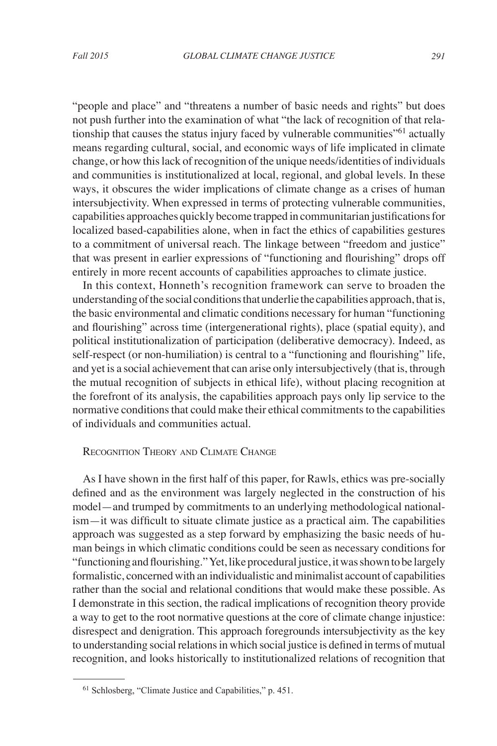"people and place" and "threatens a number of basic needs and rights" but does not push further into the examination of what "the lack of recognition of that relationship that causes the status injury faced by vulnerable communities"[61] actually means regarding cultural, social, and economic ways of life implicated in climate change, or how this lack of recognition of the unique needs/identities of individuals and communities is institutionalized at local, regional, and global levels. In these ways, it obscures the wider implications of climate change as a crises of human intersubjectivity. When expressed in terms of protecting vulnerable communities, capabilities approaches quickly become trapped in communitarian justifications for localized based-capabilities alone, when in fact the ethics of capabilities gestures to a commitment of universal reach. The linkage between "freedom and justice" that was present in earlier expressions of "functioning and flourishing" drops off entirely in more recent accounts of capabilities approaches to climate justice.

In this context, Honneth's recognition framework can serve to broaden the understanding of the social conditions that underlie the capabilities approach, that is, the basic environmental and climatic conditions necessary for human "functioning and flourishing" across time (intergenerational rights), place (spatial equity), and political institutionalization of participation (deliberative democracy). Indeed, as self-respect (or non-humiliation) is central to a "functioning and flourishing" life, and yet is a social achievement that can arise only intersubjectively (that is, through the mutual recognition of subjects in ethical life), without placing recognition at the forefront of its analysis, the capabilities approach pays only lip service to the normative conditions that could make their ethical commitments to the capabilities of individuals and communities actual.

## Recognition Theory and Climate Change

As I have shown in the first half of this paper, for Rawls, ethics was pre-socially defined and as the environment was largely neglected in the construction of his model—and trumped by commitments to an underlying methodological nationalism—it was difficult to situate climate justice as a practical aim. The capabilities approach was suggested as a step forward by emphasizing the basic needs of human beings in which climatic conditions could be seen as necessary conditions for "functioning and flourishing." Yet, like procedural justice, it was shown to be largely formalistic, concerned with an individualistic and minimalist account of capabilities rather than the social and relational conditions that would make these possible. As I demonstrate in this section, the radical implications of recognition theory provide a way to get to the root normative questions at the core of climate change injustice: disrespect and denigration. This approach foregrounds intersubjectivity as the key to understanding social relations in which social justice is defined in terms of mutual recognition, and looks historically to institutionalized relations of recognition that

[61] Schlosberg, "Climate Justice and Capabilities," p. 451.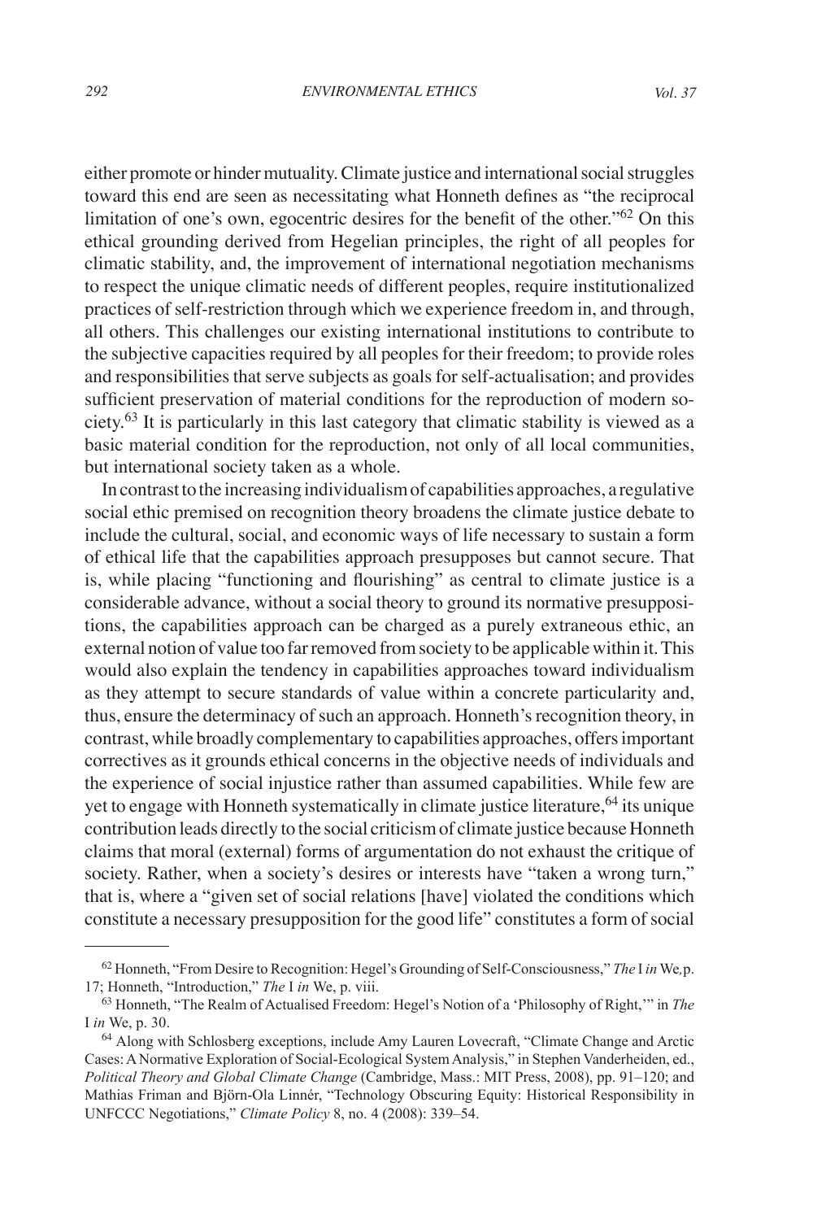either promote or hinder mutuality. Climate justice and international social struggles toward this end are seen as necessitating what Honneth defines as "the reciprocal limitation of one's own, egocentric desires for the benefit of the other."[62] On this ethical grounding derived from Hegelian principles, the right of all peoples for climatic stability, and, the improvement of international negotiation mechanisms to respect the unique climatic needs of different peoples, require institutionalized practices of self-restriction through which we experience freedom in, and through, all others. This challenges our existing international institutions to contribute to the subjective capacities required by all peoples for their freedom; to provide roles and responsibilities that serve subjects as goals for self-actualisation; and provides sufficient preservation of material conditions for the reproduction of modern society.[63] It is particularly in this last category that climatic stability is viewed as a basic material condition for the reproduction, not only of all local communities, but international society taken as a whole.

In contrast to the increasing individualism of capabilities approaches, a regulative social ethic premised on recognition theory broadens the climate justice debate to include the cultural, social, and economic ways of life necessary to sustain a form of ethical life that the capabilities approach presupposes but cannot secure. That is, while placing "functioning and flourishing" as central to climate justice is a considerable advance, without a social theory to ground its normative presuppositions, the capabilities approach can be charged as a purely extraneous ethic, an external notion of value too far removed from society to be applicable within it. This would also explain the tendency in capabilities approaches toward individualism as they attempt to secure standards of value within a concrete particularity and, thus, ensure the determinacy of such an approach. Honneth's recognition theory, in contrast, while broadly complementary to capabilities approaches, offers important correctives as it grounds ethical concerns in the objective needs of individuals and the experience of social injustice rather than assumed capabilities. While few are yet to engage with Honneth systematically in climate justice literature,[64] its unique contribution leads directly to the social criticism of climate justice because Honneth claims that moral (external) forms of argumentation do not exhaust the critique of society. Rather, when a society's desires or interests have "taken a wrong turn," that is, where a "given set of social relations [have] violated the conditions which constitute a necessary presupposition for the good life" constitutes a form of social

---

[62] Honneth, "From Desire to Recognition: Hegel's Grounding of Self-Consciousness," *The* I *in* We*,* p. 17; Honneth, "Introduction," *The* I *in* We, p. viii.

[63] Honneth, "The Realm of Actualised Freedom: Hegel's Notion of a 'Philosophy of Right,'" in *The* I *in* We, p. 30.

[64] Along with Schlosberg exceptions, include Amy Lauren Lovecraft, "Climate Change and Arctic Cases: A Normative Exploration of Social-Ecological System Analysis," in Stephen Vanderheiden, ed., *Political Theory and Global Climate Change* (Cambridge, Mass.: MIT Press, 2008), pp. 91–120; and Mathias Friman and Björn-Ola Linnér, "Technology Obscuring Equity: Historical Responsibility in UNFCCC Negotiations," *Climate Policy* 8, no. 4 (2008): 339–54.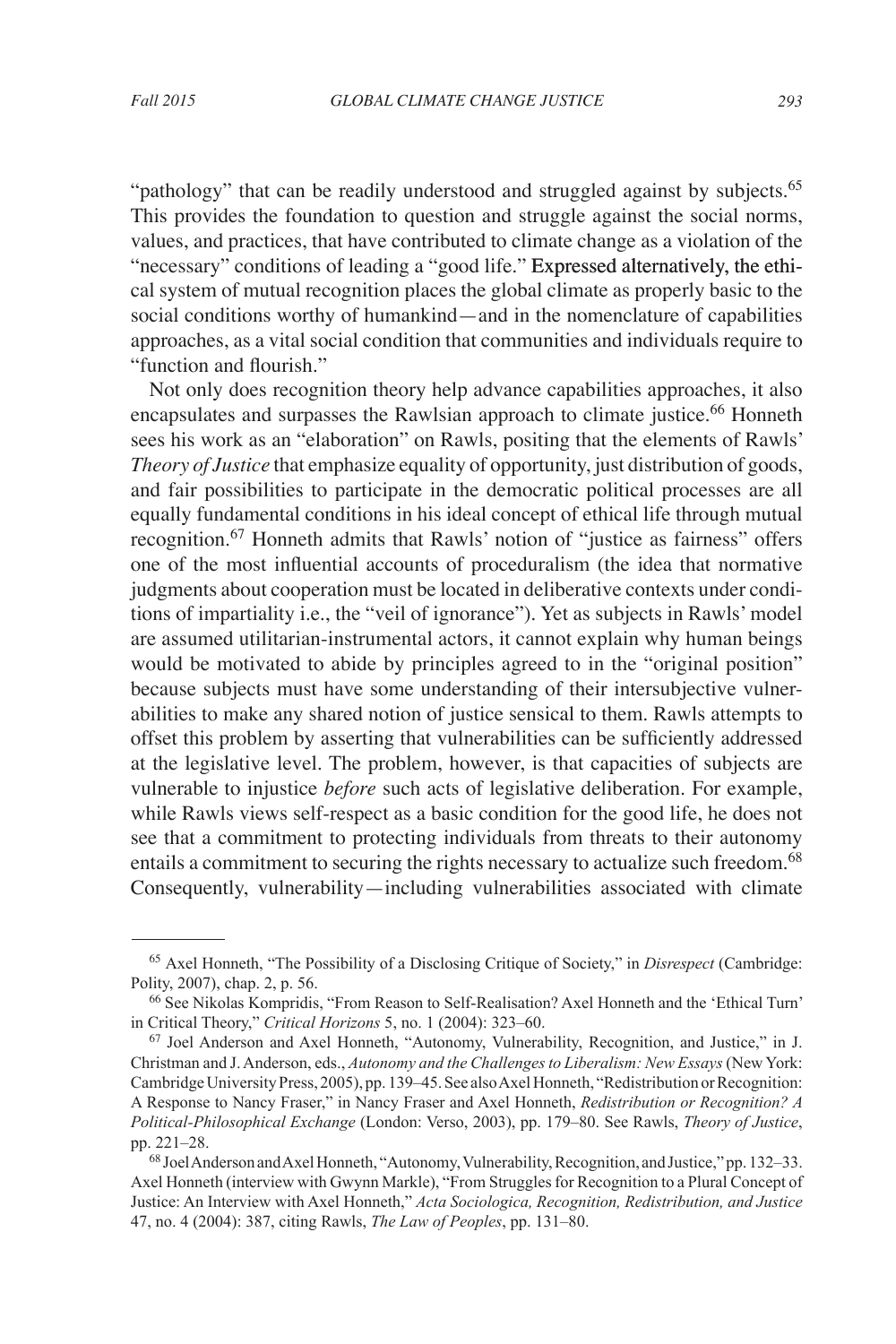"pathology" that can be readily understood and struggled against by subjects.[65] This provides the foundation to question and struggle against the social norms, values, and practices, that have contributed to climate change as a violation of the "necessary" conditions of leading a "good life." Expressed alternatively, the ethical system of mutual recognition places the global climate as properly basic to the social conditions worthy of humankind—and in the nomenclature of capabilities approaches, as a vital social condition that communities and individuals require to "function and flourish."

Not only does recognition theory help advance capabilities approaches, it also encapsulates and surpasses the Rawlsian approach to climate justice.[66] Honneth sees his work as an "elaboration" on Rawls, positing that the elements of Rawls' *Theory of Justice* that emphasize equality of opportunity, just distribution of goods, and fair possibilities to participate in the democratic political processes are all equally fundamental conditions in his ideal concept of ethical life through mutual recognition.[67] Honneth admits that Rawls' notion of "justice as fairness" offers one of the most influential accounts of proceduralism (the idea that normative judgments about cooperation must be located in deliberative contexts under conditions of impartiality i.e., the "veil of ignorance"). Yet as subjects in Rawls' model are assumed utilitarian-instrumental actors, it cannot explain why human beings would be motivated to abide by principles agreed to in the "original position" because subjects must have some understanding of their intersubjective vulnerabilities to make any shared notion of justice sensical to them. Rawls attempts to offset this problem by asserting that vulnerabilities can be sufficiently addressed at the legislative level. The problem, however, is that capacities of subjects are vulnerable to injustice *before* such acts of legislative deliberation. For example, while Rawls views self-respect as a basic condition for the good life, he does not see that a commitment to protecting individuals from threats to their autonomy entails a commitment to securing the rights necessary to actualize such freedom.[68] Consequently, vulnerability—including vulnerabilities associated with climate

---

[65] Axel Honneth, "The Possibility of a Disclosing Critique of Society," in *Disrespect* (Cambridge: Polity, 2007), chap. 2, p. 56.

[66] See Nikolas Kompridis, "From Reason to Self-Realisation? Axel Honneth and the 'Ethical Turn' in Critical Theory," *Critical Horizons* 5, no. 1 (2004): 323–60.

[67] Joel Anderson and Axel Honneth, "Autonomy, Vulnerability, Recognition, and Justice," in J. Christman and J. Anderson, eds., *Autonomy and the Challenges to Liberalism: New Essays* (New York: Cambridge University Press, 2005), pp. 139–45. See also Axel Honneth, "Redistribution or Recognition: A Response to Nancy Fraser," in Nancy Fraser and Axel Honneth, *Redistribution or Recognition? A Political-Philosophical Exchange* (London: Verso, 2003), pp. 179–80. See Rawls, *Theory of Justice*, pp. 221–28.

[68] Joel Anderson and Axel Honneth, "Autonomy, Vulnerability, Recognition, and Justice," pp. 132–33. Axel Honneth (interview with Gwynn Markle), "From Struggles for Recognition to a Plural Concept of Justice: An Interview with Axel Honneth," *Acta Sociologica, Recognition, Redistribution, and Justice* 47, no. 4 (2004): 387, citing Rawls, *The Law of Peoples*, pp. 131–80.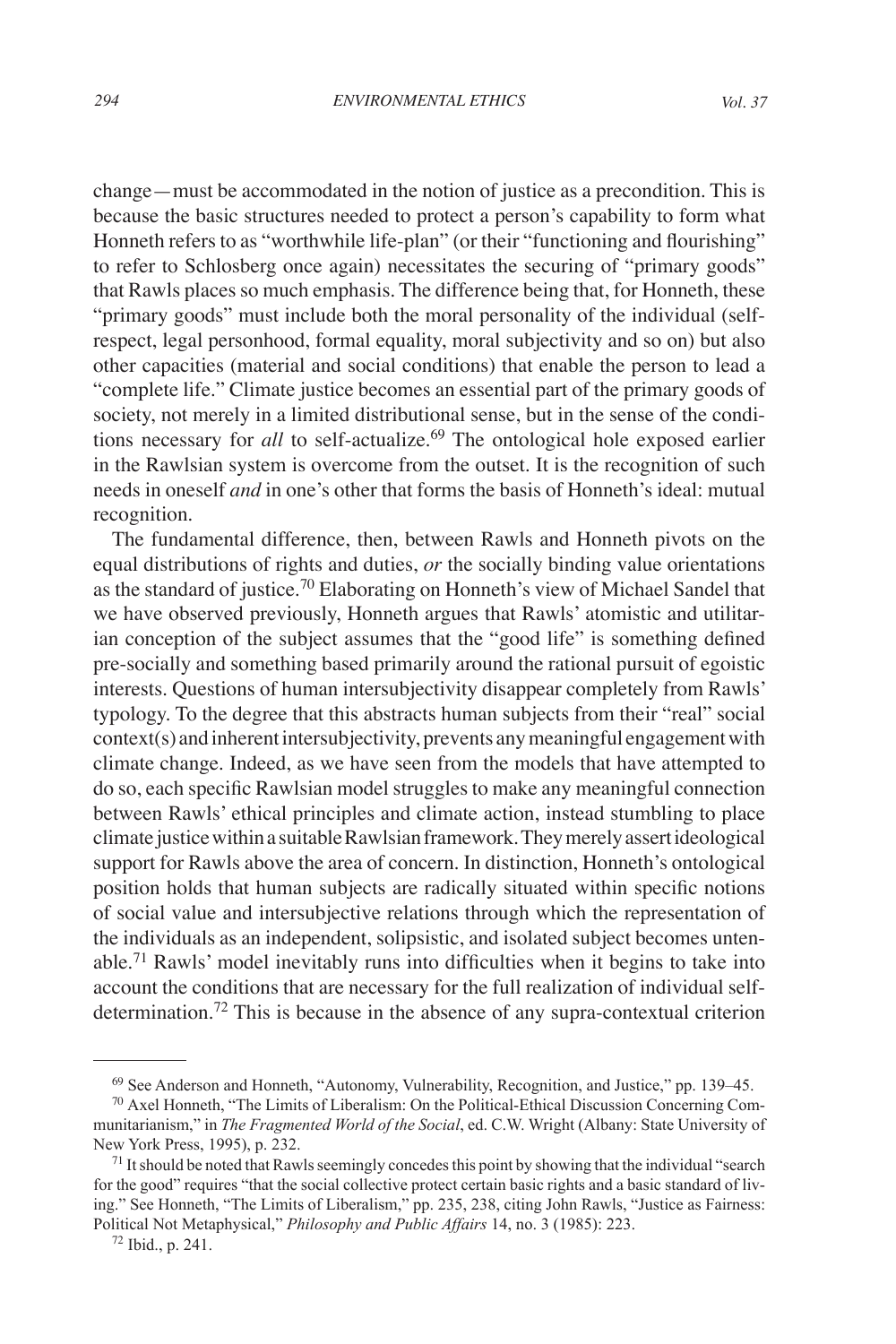change—must be accommodated in the notion of justice as a precondition. This is because the basic structures needed to protect a person's capability to form what Honneth refers to as "worthwhile life-plan" (or their "functioning and flourishing" to refer to Schlosberg once again) necessitates the securing of "primary goods" that Rawls places so much emphasis. The difference being that, for Honneth, these "primary goods" must include both the moral personality of the individual (self-respect, legal personhood, formal equality, moral subjectivity and so on) but also other capacities (material and social conditions) that enable the person to lead a "complete life." Climate justice becomes an essential part of the primary goods of society, not merely in a limited distributional sense, but in the sense of the conditions necessary for *all* to self-actualize.[69] The ontological hole exposed earlier in the Rawlsian system is overcome from the outset. It is the recognition of such needs in oneself *and* in one's other that forms the basis of Honneth's ideal: mutual recognition.

The fundamental difference, then, between Rawls and Honneth pivots on the equal distributions of rights and duties, *or* the socially binding value orientations as the standard of justice.[70] Elaborating on Honneth's view of Michael Sandel that we have observed previously, Honneth argues that Rawls' atomistic and utilitarian conception of the subject assumes that the "good life" is something defined pre-socially and something based primarily around the rational pursuit of egoistic interests. Questions of human intersubjectivity disappear completely from Rawls' typology. To the degree that this abstracts human subjects from their "real" social context(s) and inherent intersubjectivity, prevents any meaningful engagement with climate change. Indeed, as we have seen from the models that have attempted to do so, each specific Rawlsian model struggles to make any meaningful connection between Rawls' ethical principles and climate action, instead stumbling to place climate justice within a suitable Rawlsian framework. They merely assert ideological support for Rawls above the area of concern. In distinction, Honneth's ontological position holds that human subjects are radically situated within specific notions of social value and intersubjective relations through which the representation of the individuals as an independent, solipsistic, and isolated subject becomes untenable.[71] Rawls' model inevitably runs into difficulties when it begins to take into account the conditions that are necessary for the full realization of individual self-determination.[72] This is because in the absence of any supra-contextual criterion

---

[69] See Anderson and Honneth, "Autonomy, Vulnerability, Recognition, and Justice," pp. 139–45.

[70] Axel Honneth, "The Limits of Liberalism: On the Political-Ethical Discussion Concerning Communitarianism," in *The Fragmented World of the Social*, ed. C.W. Wright (Albany: State University of New York Press, 1995), p. 232.

[71] It should be noted that Rawls seemingly concedes this point by showing that the individual "search for the good" requires "that the social collective protect certain basic rights and a basic standard of living." See Honneth, "The Limits of Liberalism," pp. 235, 238, citing John Rawls, "Justice as Fairness: Political Not Metaphysical," *Philosophy and Public Affairs* 14, no. 3 (1985): 223.

[72] Ibid., p. 241.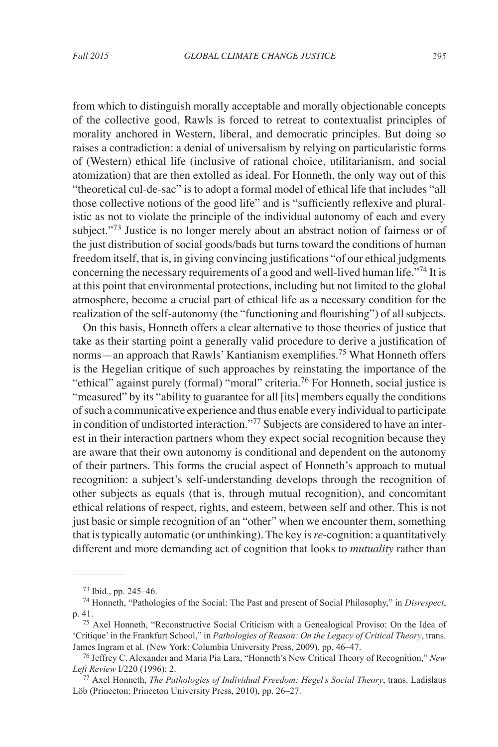from which to distinguish morally acceptable and morally objectionable concepts of the collective good, Rawls is forced to retreat to contextualist principles of morality anchored in Western, liberal, and democratic principles. But doing so raises a contradiction: a denial of universalism by relying on particularistic forms of (Western) ethical life (inclusive of rational choice, utilitarianism, and social atomization) that are then extolled as ideal. For Honneth, the only way out of this "theoretical cul-de-sac" is to adopt a formal model of ethical life that includes "all those collective notions of the good life" and is "sufficiently reflexive and pluralistic as not to violate the principle of the individual autonomy of each and every subject."[73] Justice is no longer merely about an abstract notion of fairness or of the just distribution of social goods/bads but turns toward the conditions of human freedom itself, that is, in giving convincing justifications "of our ethical judgments concerning the necessary requirements of a good and well-lived human life."[74] It is at this point that environmental protections, including but not limited to the global atmosphere, become a crucial part of ethical life as a necessary condition for the realization of the self-autonomy (the "functioning and flourishing") of all subjects.

On this basis, Honneth offers a clear alternative to those theories of justice that take as their starting point a generally valid procedure to derive a justification of norms—an approach that Rawls' Kantianism exemplifies.[75] What Honneth offers is the Hegelian critique of such approaches by reinstating the importance of the "ethical" against purely (formal) "moral" criteria.[76] For Honneth, social justice is "measured" by its "ability to guarantee for all [its] members equally the conditions of such a communicative experience and thus enable every individual to participate in condition of undistorted interaction."[77] Subjects are considered to have an interest in their interaction partners whom they expect social recognition because they are aware that their own autonomy is conditional and dependent on the autonomy of their partners. This forms the crucial aspect of Honneth's approach to mutual recognition: a subject's self-understanding develops through the recognition of other subjects as equals (that is, through mutual recognition), and concomitant ethical relations of respect, rights, and esteem, between self and other. This is not just basic or simple recognition of an "other" when we encounter them, something that is typically automatic (or unthinking). The key is *re*-cognition: a quantitatively different and more demanding act of cognition that looks to *mutuality* rather than

---

[73] Ibid., pp. 245–46.

[74] Honneth, "Pathologies of the Social: The Past and present of Social Philosophy," in *Disrespect*, p. 41.

[75] Axel Honneth, "Reconstructive Social Criticism with a Genealogical Proviso: On the Idea of 'Critique' in the Frankfurt School," in *Pathologies of Reason: On the Legacy of Critical Theory*, trans. James Ingram et al. (New York: Columbia University Press, 2009), pp. 46–47.

[76] Jeffrey C. Alexander and Maria Pia Lara, "Honneth's New Critical Theory of Recognition," *New Left Review* I/220 (1996): 2.

[77] Axel Honneth, *The Pathologies of Individual Freedom: Hegel's Social Theory*, trans. Ladislaus Löb (Princeton: Princeton University Press, 2010), pp. 26–27.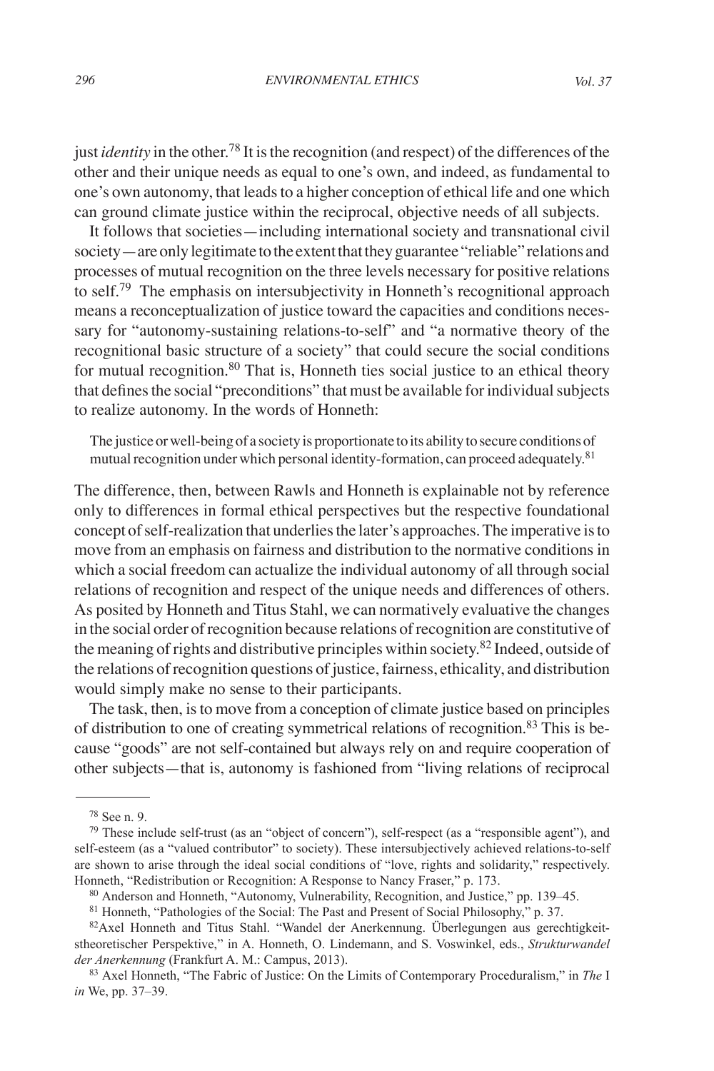just *identity* in the other.[78] It is the recognition (and respect) of the differences of the other and their unique needs as equal to one's own, and indeed, as fundamental to one's own autonomy, that leads to a higher conception of ethical life and one which can ground climate justice within the reciprocal, objective needs of all subjects.

It follows that societies—including international society and transnational civil society—are only legitimate to the extent that they guarantee "reliable" relations and processes of mutual recognition on the three levels necessary for positive relations to self.[79] The emphasis on intersubjectivity in Honneth's recognitional approach means a reconceptualization of justice toward the capacities and conditions necessary for "autonomy-sustaining relations-to-self" and "a normative theory of the recognitional basic structure of a society" that could secure the social conditions for mutual recognition.[80] That is, Honneth ties social justice to an ethical theory that defines the social "preconditions" that must be available for individual subjects to realize autonomy. In the words of Honneth:

> The justice or well-being of a society is proportionate to its ability to secure conditions of mutual recognition under which personal identity-formation, can proceed adequately.[81]

The difference, then, between Rawls and Honneth is explainable not by reference only to differences in formal ethical perspectives but the respective foundational concept of self-realization that underlies the later's approaches. The imperative is to move from an emphasis on fairness and distribution to the normative conditions in which a social freedom can actualize the individual autonomy of all through social relations of recognition and respect of the unique needs and differences of others. As posited by Honneth and Titus Stahl, we can normatively evaluative the changes in the social order of recognition because relations of recognition are constitutive of the meaning of rights and distributive principles within society.[82] Indeed, outside of the relations of recognition questions of justice, fairness, ethicality, and distribution would simply make no sense to their participants.

The task, then, is to move from a conception of climate justice based on principles of distribution to one of creating symmetrical relations of recognition.[83] This is because "goods" are not self-contained but always rely on and require cooperation of other subjects—that is, autonomy is fashioned from "living relations of reciprocal

---

[78] See n. 9.

[79] These include self-trust (as an "object of concern"), self-respect (as a "responsible agent"), and self-esteem (as a "valued contributor" to society). These intersubjectively achieved relations-to-self are shown to arise through the ideal social conditions of "love, rights and solidarity," respectively. Honneth, "Redistribution or Recognition: A Response to Nancy Fraser," p. 173.

[80] Anderson and Honneth, "Autonomy, Vulnerability, Recognition, and Justice," pp. 139–45.

[81] Honneth, "Pathologies of the Social: The Past and Present of Social Philosophy," p. 37.

[82] Axel Honneth and Titus Stahl. "Wandel der Anerkennung. Überlegungen aus gerechtigkeitstheoretischer Perspektive," in A. Honneth, O. Lindemann, and S. Voswinkel, eds., *Strukturwandel der Anerkennung* (Frankfurt A. M.: Campus, 2013).

[83] Axel Honneth, "The Fabric of Justice: On the Limits of Contemporary Proceduralism," in *The* I *in* We, pp. 37–39.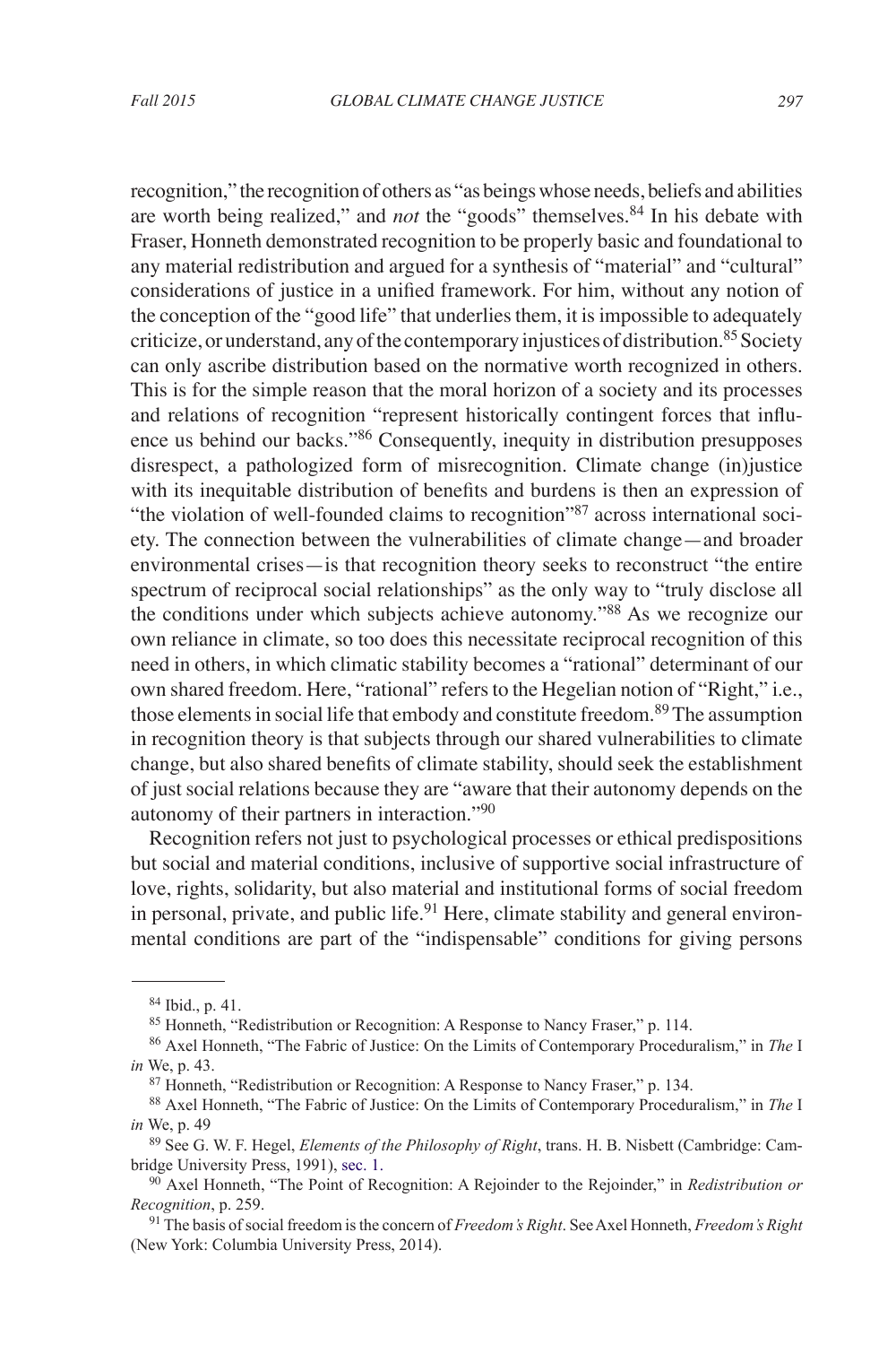recognition," the recognition of others as "as beings whose needs, beliefs and abilities are worth being realized," and *not* the "goods" themselves.[84] In his debate with Fraser, Honneth demonstrated recognition to be properly basic and foundational to any material redistribution and argued for a synthesis of "material" and "cultural" considerations of justice in a unified framework. For him, without any notion of the conception of the "good life" that underlies them, it is impossible to adequately criticize, or understand, any of the contemporary injustices of distribution.[85] Society can only ascribe distribution based on the normative worth recognized in others. This is for the simple reason that the moral horizon of a society and its processes and relations of recognition "represent historically contingent forces that influence us behind our backs."[86] Consequently, inequity in distribution presupposes disrespect, a pathologized form of misrecognition. Climate change (in)justice with its inequitable distribution of benefits and burdens is then an expression of "the violation of well-founded claims to recognition"[87] across international society. The connection between the vulnerabilities of climate change—and broader environmental crises—is that recognition theory seeks to reconstruct "the entire spectrum of reciprocal social relationships" as the only way to "truly disclose all the conditions under which subjects achieve autonomy."[88] As we recognize our own reliance in climate, so too does this necessitate reciprocal recognition of this need in others, in which climatic stability becomes a "rational" determinant of our own shared freedom. Here, "rational" refers to the Hegelian notion of "Right," i.e., those elements in social life that embody and constitute freedom.[89] The assumption in recognition theory is that subjects through our shared vulnerabilities to climate change, but also shared benefits of climate stability, should seek the establishment of just social relations because they are "aware that their autonomy depends on the autonomy of their partners in interaction."[90]

Recognition refers not just to psychological processes or ethical predispositions but social and material conditions, inclusive of supportive social infrastructure of love, rights, solidarity, but also material and institutional forms of social freedom in personal, private, and public life.[91] Here, climate stability and general environmental conditions are part of the "indispensable" conditions for giving persons

---

[84] Ibid., p. 41.

[85] Honneth, "Redistribution or Recognition: A Response to Nancy Fraser," p. 114.

[86] Axel Honneth, "The Fabric of Justice: On the Limits of Contemporary Proceduralism," in *The* I *in* We, p. 43.

[87] Honneth, "Redistribution or Recognition: A Response to Nancy Fraser," p. 134.

[88] Axel Honneth, "The Fabric of Justice: On the Limits of Contemporary Proceduralism," in *The* I *in* We, p. 49

[89] See G. W. F. Hegel, *Elements of the Philosophy of Right*, trans. H. B. Nisbett (Cambridge: Cambridge University Press, 1991), sec. 1.

[90] Axel Honneth, "The Point of Recognition: A Rejoinder to the Rejoinder," in *Redistribution or Recognition*, p. 259.

[91] The basis of social freedom is the concern of *Freedom's Right*. See Axel Honneth, *Freedom's Right* (New York: Columbia University Press, 2014).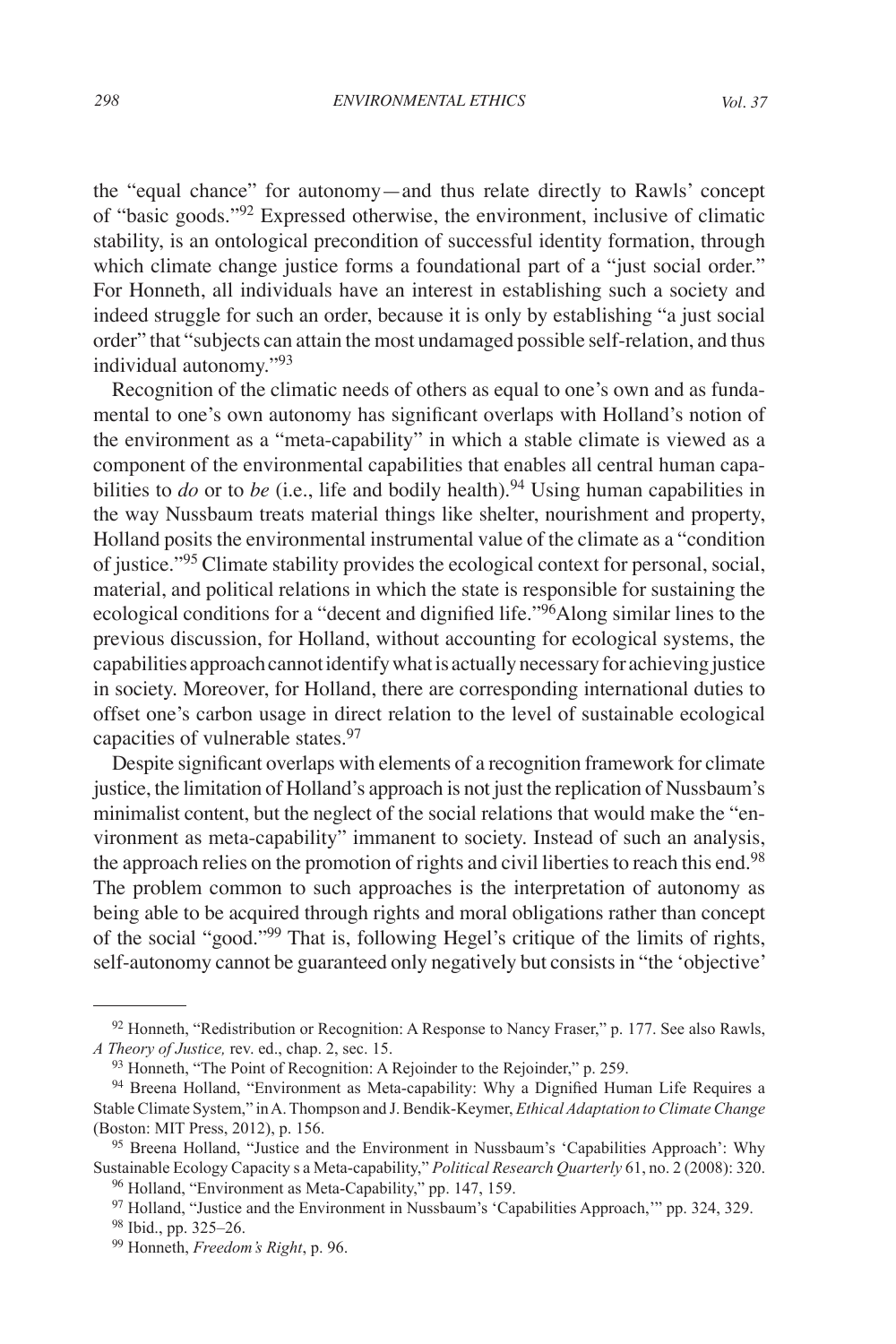the "equal chance" for autonomy—and thus relate directly to Rawls' concept of "basic goods."[92] Expressed otherwise, the environment, inclusive of climatic stability, is an ontological precondition of successful identity formation, through which climate change justice forms a foundational part of a "just social order." For Honneth, all individuals have an interest in establishing such a society and indeed struggle for such an order, because it is only by establishing "a just social order" that "subjects can attain the most undamaged possible self-relation, and thus individual autonomy."[93]

Recognition of the climatic needs of others as equal to one's own and as fundamental to one's own autonomy has significant overlaps with Holland's notion of the environment as a "meta-capability" in which a stable climate is viewed as a component of the environmental capabilities that enables all central human capabilities to *do* or to *be* (i.e., life and bodily health).[94] Using human capabilities in the way Nussbaum treats material things like shelter, nourishment and property, Holland posits the environmental instrumental value of the climate as a "condition of justice."[95] Climate stability provides the ecological context for personal, social, material, and political relations in which the state is responsible for sustaining the ecological conditions for a "decent and dignified life."[96] Along similar lines to the previous discussion, for Holland, without accounting for ecological systems, the capabilities approach cannot identify what is actually necessary for achieving justice in society. Moreover, for Holland, there are corresponding international duties to offset one's carbon usage in direct relation to the level of sustainable ecological capacities of vulnerable states.[97]

Despite significant overlaps with elements of a recognition framework for climate justice, the limitation of Holland's approach is not just the replication of Nussbaum's minimalist content, but the neglect of the social relations that would make the "environment as meta-capability" immanent to society. Instead of such an analysis, the approach relies on the promotion of rights and civil liberties to reach this end.[98] The problem common to such approaches is the interpretation of autonomy as being able to be acquired through rights and moral obligations rather than concept of the social "good."[99] That is, following Hegel's critique of the limits of rights, self-autonomy cannot be guaranteed only negatively but consists in "the 'objective'

---

[92] Honneth, "Redistribution or Recognition: A Response to Nancy Fraser," p. 177. See also Rawls, *A Theory of Justice,* rev. ed., chap. 2, sec. 15.

[93] Honneth, "The Point of Recognition: A Rejoinder to the Rejoinder," p. 259.

[94] Breena Holland, "Environment as Meta-capability: Why a Dignified Human Life Requires a Stable Climate System," in A. Thompson and J. Bendik-Keymer, *Ethical Adaptation to Climate Change* (Boston: MIT Press, 2012), p. 156.

[95] Breena Holland, "Justice and the Environment in Nussbaum's 'Capabilities Approach': Why Sustainable Ecology Capacity s a Meta-capability," *Political Research Quarterly* 61, no. 2 (2008): 320.

[96] Holland, "Environment as Meta-Capability," pp. 147, 159.

[97] Holland, "Justice and the Environment in Nussbaum's 'Capabilities Approach,'" pp. 324, 329.

[98] Ibid., pp. 325–26.

[99] Honneth, *Freedom's Right*, p. 96.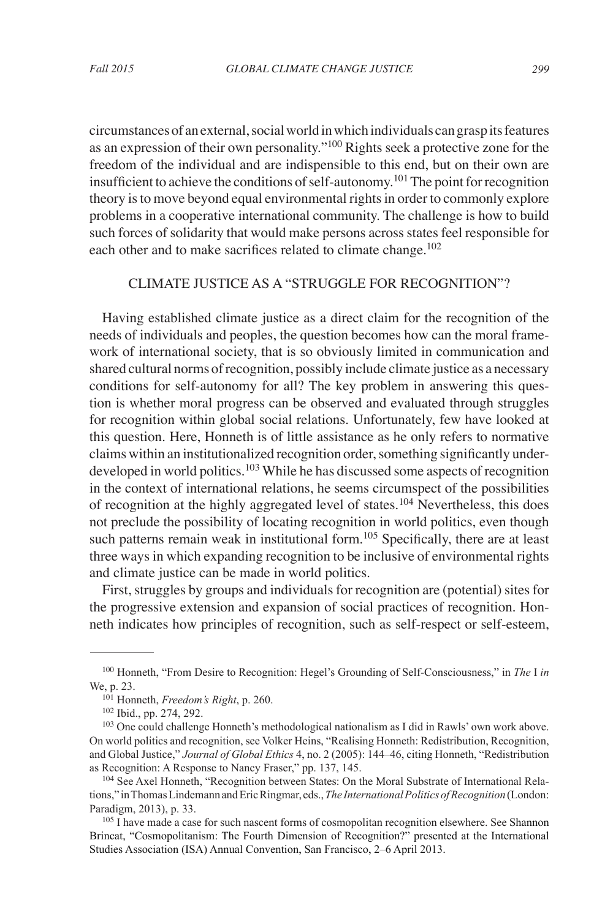circumstances of an external, social world in which individuals can grasp its features as an expression of their own personality."[100] Rights seek a protective zone for the freedom of the individual and are indispensible to this end, but on their own are insufficient to achieve the conditions of self-autonomy.[101] The point for recognition theory is to move beyond equal environmental rights in order to commonly explore problems in a cooperative international community. The challenge is how to build such forces of solidarity that would make persons across states feel responsible for each other and to make sacrifices related to climate change.[102]

## CLIMATE JUSTICE AS A "STRUGGLE FOR RECOGNITION"?

Having established climate justice as a direct claim for the recognition of the needs of individuals and peoples, the question becomes how can the moral framework of international society, that is so obviously limited in communication and shared cultural norms of recognition, possibly include climate justice as a necessary conditions for self-autonomy for all? The key problem in answering this question is whether moral progress can be observed and evaluated through struggles for recognition within global social relations. Unfortunately, few have looked at this question. Here, Honneth is of little assistance as he only refers to normative claims within an institutionalized recognition order, something significantly underdeveloped in world politics.[103] While he has discussed some aspects of recognition in the context of international relations, he seems circumspect of the possibilities of recognition at the highly aggregated level of states.[104] Nevertheless, this does not preclude the possibility of locating recognition in world politics, even though such patterns remain weak in institutional form.[105] Specifically, there are at least three ways in which expanding recognition to be inclusive of environmental rights and climate justice can be made in world politics.

First, struggles by groups and individuals for recognition are (potential) sites for the progressive extension and expansion of social practices of recognition. Honneth indicates how principles of recognition, such as self-respect or self-esteem,

---

[100] Honneth, "From Desire to Recognition: Hegel's Grounding of Self-Consciousness," in *The* I *in* We, p. 23.

[101] Honneth, *Freedom's Right*, p. 260.

[102] Ibid., pp. 274, 292.

[103] One could challenge Honneth's methodological nationalism as I did in Rawls' own work above. On world politics and recognition, see Volker Heins, "Realising Honneth: Redistribution, Recognition, and Global Justice," *Journal of Global Ethics* 4, no. 2 (2005): 144–46, citing Honneth, "Redistribution as Recognition: A Response to Nancy Fraser," pp. 137, 145.

[104] See Axel Honneth, "Recognition between States: On the Moral Substrate of International Relations," in Thomas Lindemann and Eric Ringmar, eds., *The International Politics of Recognition* (London: Paradigm, 2013), p. 33.

[105] I have made a case for such nascent forms of cosmopolitan recognition elsewhere. See Shannon Brincat, "Cosmopolitanism: The Fourth Dimension of Recognition?" presented at the International Studies Association (ISA) Annual Convention, San Francisco, 2–6 April 2013.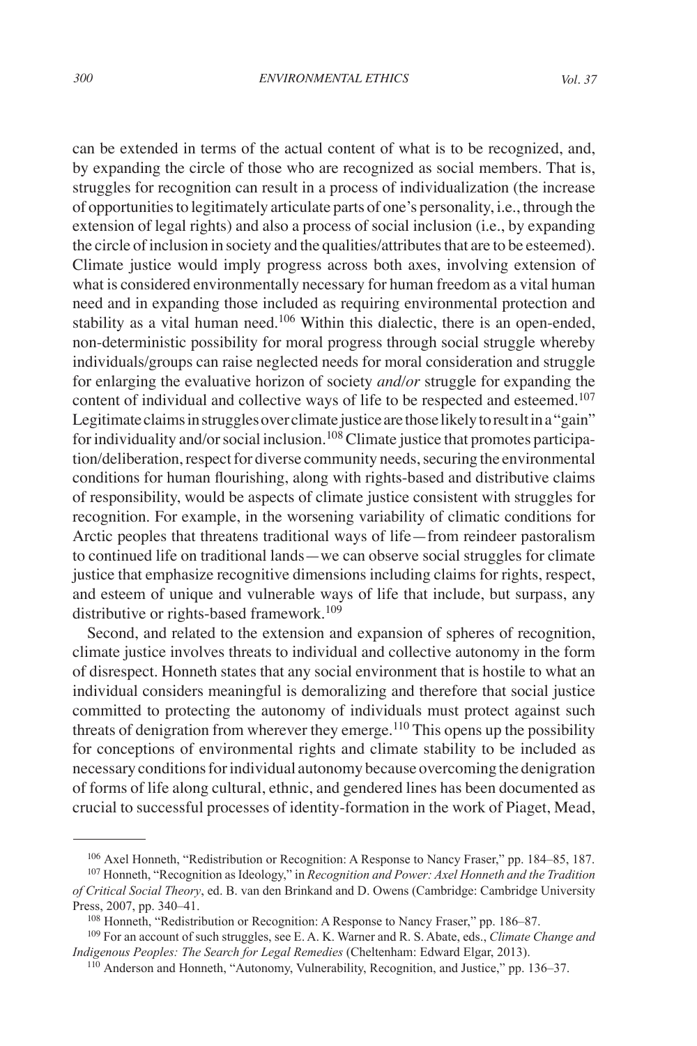can be extended in terms of the actual content of what is to be recognized, and, by expanding the circle of those who are recognized as social members. That is, struggles for recognition can result in a process of individualization (the increase of opportunities to legitimately articulate parts of one's personality, i.e., through the extension of legal rights) and also a process of social inclusion (i.e., by expanding the circle of inclusion in society and the qualities/attributes that are to be esteemed). Climate justice would imply progress across both axes, involving extension of what is considered environmentally necessary for human freedom as a vital human need and in expanding those included as requiring environmental protection and stability as a vital human need.[106] Within this dialectic, there is an open-ended, non-deterministic possibility for moral progress through social struggle whereby individuals/groups can raise neglected needs for moral consideration and struggle for enlarging the evaluative horizon of society *and/or* struggle for expanding the content of individual and collective ways of life to be respected and esteemed.[107] Legitimate claims in struggles over climate justice are those likely to result in a "gain" for individuality and/or social inclusion.[108] Climate justice that promotes participation/deliberation, respect for diverse community needs, securing the environmental conditions for human flourishing, along with rights-based and distributive claims of responsibility, would be aspects of climate justice consistent with struggles for recognition. For example, in the worsening variability of climatic conditions for Arctic peoples that threatens traditional ways of life—from reindeer pastoralism to continued life on traditional lands—we can observe social struggles for climate justice that emphasize recognitive dimensions including claims for rights, respect, and esteem of unique and vulnerable ways of life that include, but surpass, any distributive or rights-based framework.[109]

Second, and related to the extension and expansion of spheres of recognition, climate justice involves threats to individual and collective autonomy in the form of disrespect. Honneth states that any social environment that is hostile to what an individual considers meaningful is demoralizing and therefore that social justice committed to protecting the autonomy of individuals must protect against such threats of denigration from wherever they emerge.[110] This opens up the possibility for conceptions of environmental rights and climate stability to be included as necessary conditions for individual autonomy because overcoming the denigration of forms of life along cultural, ethnic, and gendered lines has been documented as crucial to successful processes of identity-formation in the work of Piaget, Mead,

---

[106] Axel Honneth, "Redistribution or Recognition: A Response to Nancy Fraser," pp. 184–85, 187.

[107] Honneth, "Recognition as Ideology," in *Recognition and Power: Axel Honneth and the Tradition of Critical Social Theory*, ed. B. van den Brinkand and D. Owens (Cambridge: Cambridge University Press, 2007, pp. 340–41.

[108] Honneth, "Redistribution or Recognition: A Response to Nancy Fraser," pp. 186–87.

[109] For an account of such struggles, see E. A. K. Warner and R. S. Abate, eds., *Climate Change and Indigenous Peoples: The Search for Legal Remedies* (Cheltenham: Edward Elgar, 2013).

[110] Anderson and Honneth, "Autonomy, Vulnerability, Recognition, and Justice," pp. 136–37.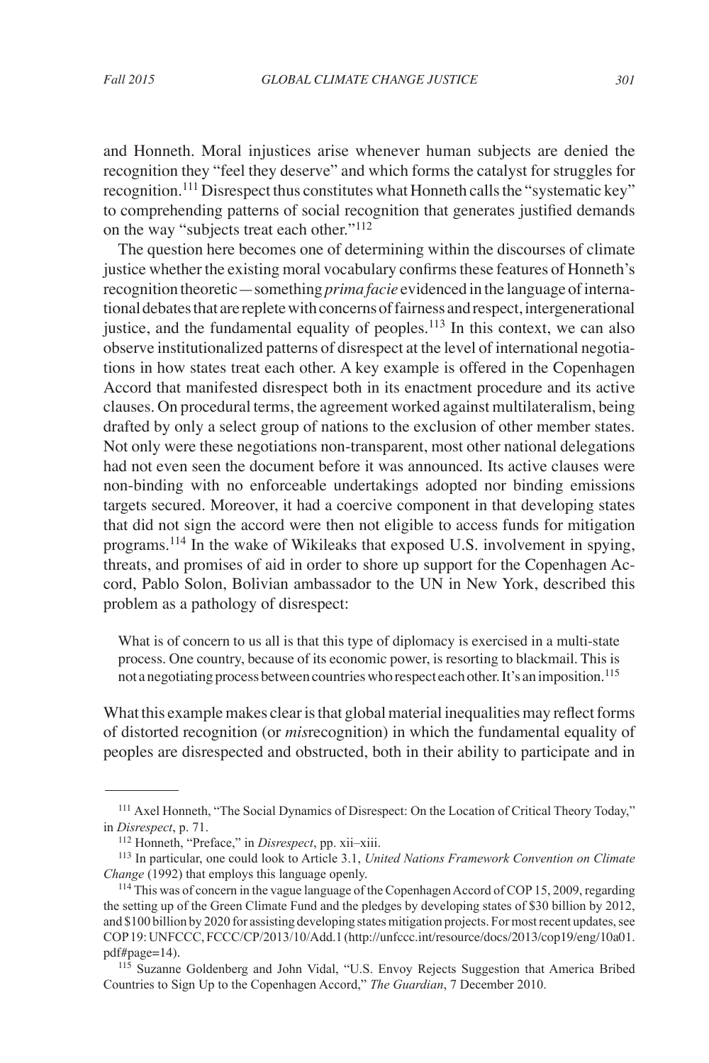and Honneth. Moral injustices arise whenever human subjects are denied the recognition they "feel they deserve" and which forms the catalyst for struggles for recognition.[111] Disrespect thus constitutes what Honneth calls the "systematic key" to comprehending patterns of social recognition that generates justified demands on the way "subjects treat each other."[112]

The question here becomes one of determining within the discourses of climate justice whether the existing moral vocabulary confirms these features of Honneth's recognition theoretic—something *prima facie* evidenced in the language of international debates that are replete with concerns of fairness and respect, intergenerational justice, and the fundamental equality of peoples.[113] In this context, we can also observe institutionalized patterns of disrespect at the level of international negotiations in how states treat each other. A key example is offered in the Copenhagen Accord that manifested disrespect both in its enactment procedure and its active clauses. On procedural terms, the agreement worked against multilateralism, being drafted by only a select group of nations to the exclusion of other member states. Not only were these negotiations non-transparent, most other national delegations had not even seen the document before it was announced. Its active clauses were non-binding with no enforceable undertakings adopted nor binding emissions targets secured. Moreover, it had a coercive component in that developing states that did not sign the accord were then not eligible to access funds for mitigation programs.[114] In the wake of Wikileaks that exposed U.S. involvement in spying, threats, and promises of aid in order to shore up support for the Copenhagen Accord, Pablo Solon, Bolivian ambassador to the UN in New York, described this problem as a pathology of disrespect:

> What is of concern to us all is that this type of diplomacy is exercised in a multi-state process. One country, because of its economic power, is resorting to blackmail. This is not a negotiating process between countries who respect each other. It's an imposition.[115]

What this example makes clear is that global material inequalities may reflect forms of distorted recognition (or *mis*recognition) in which the fundamental equality of peoples are disrespected and obstructed, both in their ability to participate and in

---

[111] Axel Honneth, "The Social Dynamics of Disrespect: On the Location of Critical Theory Today," in *Disrespect*, p. 71.

[112] Honneth, "Preface," in *Disrespect*, pp. xii–xiii.

[113] In particular, one could look to Article 3.1, *United Nations Framework Convention on Climate Change* (1992) that employs this language openly.

[114] This was of concern in the vague language of the Copenhagen Accord of COP 15, 2009, regarding the setting up of the Green Climate Fund and the pledges by developing states of $30 billion by 2012, and $100 billion by 2020 for assisting developing states mitigation projects. For most recent updates, see COP 19: UNFCCC, FCCC/CP/2013/10/Add.1 (http://unfccc.int/resource/docs/2013/cop19/eng/10a01.pdf#page=14).

[115] Suzanne Goldenberg and John Vidal, "U.S. Envoy Rejects Suggestion that America Bribed Countries to Sign Up to the Copenhagen Accord," *The Guardian*, 7 December 2010.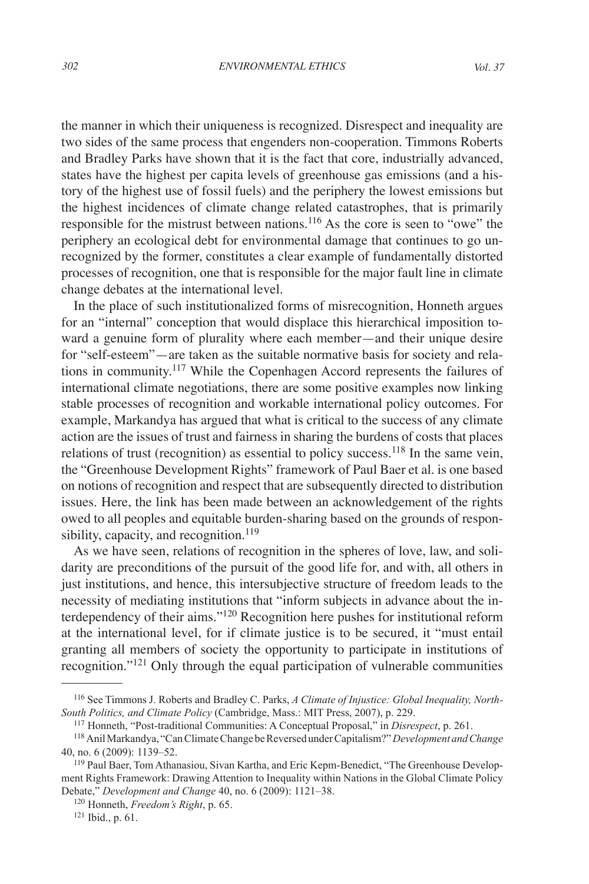the manner in which their uniqueness is recognized. Disrespect and inequality are two sides of the same process that engenders non-cooperation. Timmons Roberts and Bradley Parks have shown that it is the fact that core, industrially advanced, states have the highest per capita levels of greenhouse gas emissions (and a history of the highest use of fossil fuels) and the periphery the lowest emissions but the highest incidences of climate change related catastrophes, that is primarily responsible for the mistrust between nations.[116] As the core is seen to "owe" the periphery an ecological debt for environmental damage that continues to go unrecognized by the former, constitutes a clear example of fundamentally distorted processes of recognition, one that is responsible for the major fault line in climate change debates at the international level.

In the place of such institutionalized forms of misrecognition, Honneth argues for an "internal" conception that would displace this hierarchical imposition toward a genuine form of plurality where each member—and their unique desire for "self-esteem"—are taken as the suitable normative basis for society and relations in community.[117] While the Copenhagen Accord represents the failures of international climate negotiations, there are some positive examples now linking stable processes of recognition and workable international policy outcomes. For example, Markandya has argued that what is critical to the success of any climate action are the issues of trust and fairness in sharing the burdens of costs that places relations of trust (recognition) as essential to policy success.[118] In the same vein, the "Greenhouse Development Rights" framework of Paul Baer et al. is one based on notions of recognition and respect that are subsequently directed to distribution issues. Here, the link has been made between an acknowledgement of the rights owed to all peoples and equitable burden-sharing based on the grounds of responsibility, capacity, and recognition.[119]

As we have seen, relations of recognition in the spheres of love, law, and solidarity are preconditions of the pursuit of the good life for, and with, all others in just institutions, and hence, this intersubjective structure of freedom leads to the necessity of mediating institutions that "inform subjects in advance about the interdependency of their aims."[120] Recognition here pushes for institutional reform at the international level, for if climate justice is to be secured, it "must entail granting all members of society the opportunity to participate in institutions of recognition."[121] Only through the equal participation of vulnerable communities

---

[116] See Timmons J. Roberts and Bradley C. Parks, *A Climate of Injustice: Global Inequality, North-South Politics, and Climate Policy* (Cambridge, Mass.: MIT Press, 2007), p. 229.

[117] Honneth, "Post-traditional Communities: A Conceptual Proposal," in *Disrespect*, p. 261.

[118] Anil Markandya, "Can Climate Change be Reversed under Capitalism?" *Development and Change* 40, no. 6 (2009): 1139–52.

[119] Paul Baer, Tom Athanasiou, Sivan Kartha, and Eric Kepm-Benedict, "The Greenhouse Development Rights Framework: Drawing Attention to Inequality within Nations in the Global Climate Policy Debate," *Development and Change* 40, no. 6 (2009): 1121–38.

[120] Honneth, *Freedom's Right*, p. 65.

[121] Ibid., p. 61.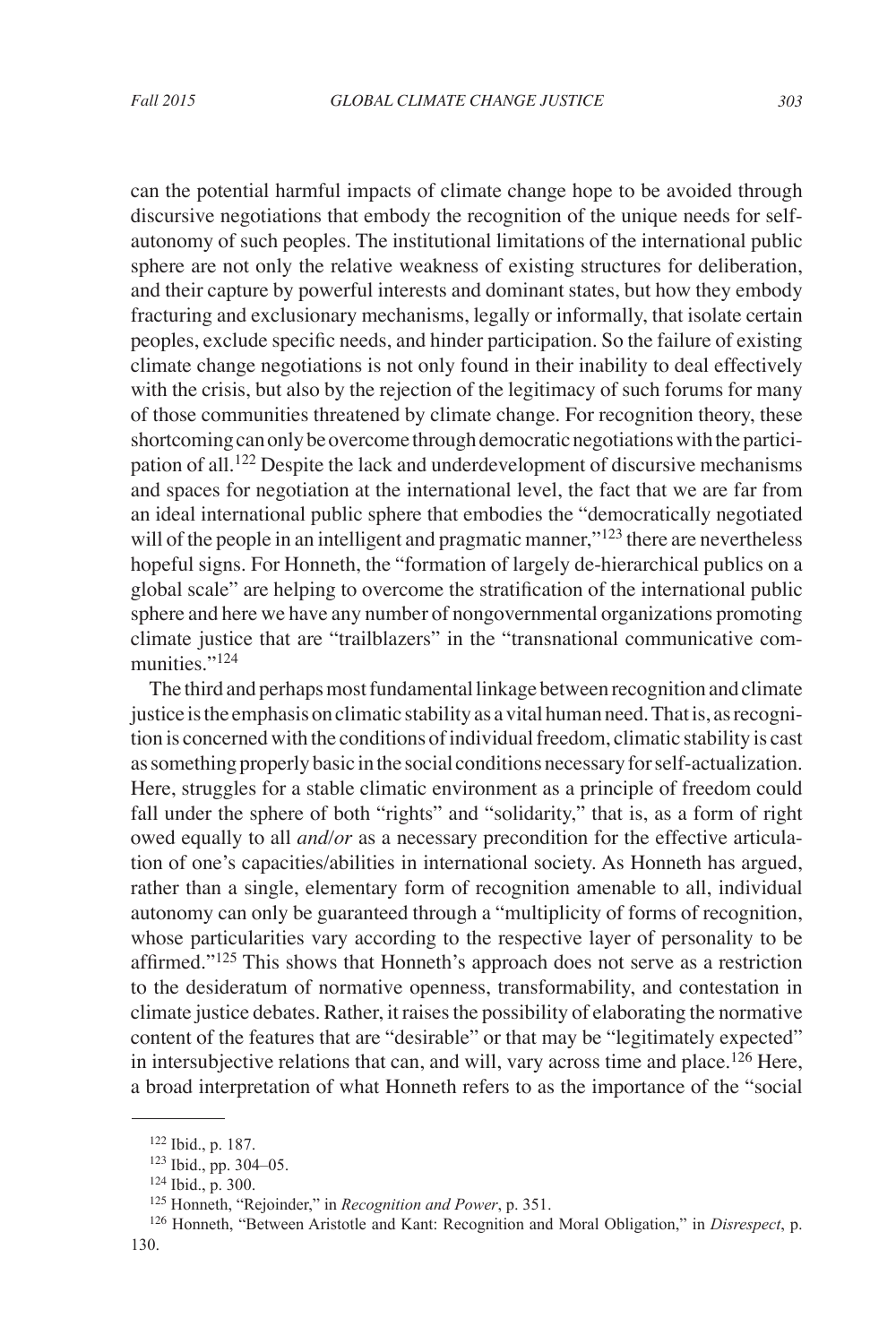can the potential harmful impacts of climate change hope to be avoided through discursive negotiations that embody the recognition of the unique needs for self-autonomy of such peoples. The institutional limitations of the international public sphere are not only the relative weakness of existing structures for deliberation, and their capture by powerful interests and dominant states, but how they embody fracturing and exclusionary mechanisms, legally or informally, that isolate certain peoples, exclude specific needs, and hinder participation. So the failure of existing climate change negotiations is not only found in their inability to deal effectively with the crisis, but also by the rejection of the legitimacy of such forums for many of those communities threatened by climate change. For recognition theory, these shortcoming can only be overcome through democratic negotiations with the participation of all.[122] Despite the lack and underdevelopment of discursive mechanisms and spaces for negotiation at the international level, the fact that we are far from an ideal international public sphere that embodies the "democratically negotiated will of the people in an intelligent and pragmatic manner,"[123] there are nevertheless hopeful signs. For Honneth, the "formation of largely de-hierarchical publics on a global scale" are helping to overcome the stratification of the international public sphere and here we have any number of nongovernmental organizations promoting climate justice that are "trailblazers" in the "transnational communicative communities."[124]

The third and perhaps most fundamental linkage between recognition and climate justice is the emphasis on climatic stability as a vital human need. That is, as recognition is concerned with the conditions of individual freedom, climatic stability is cast as something properly basic in the social conditions necessary for self-actualization. Here, struggles for a stable climatic environment as a principle of freedom could fall under the sphere of both "rights" and "solidarity," that is, as a form of right owed equally to all *and/or* as a necessary precondition for the effective articulation of one's capacities/abilities in international society. As Honneth has argued, rather than a single, elementary form of recognition amenable to all, individual autonomy can only be guaranteed through a "multiplicity of forms of recognition, whose particularities vary according to the respective layer of personality to be affirmed."[125] This shows that Honneth's approach does not serve as a restriction to the desideratum of normative openness, transformability, and contestation in climate justice debates. Rather, it raises the possibility of elaborating the normative content of the features that are "desirable" or that may be "legitimately expected" in intersubjective relations that can, and will, vary across time and place.[126] Here, a broad interpretation of what Honneth refers to as the importance of the "social

---

[122] Ibid., p. 187.

[123] Ibid., pp. 304–05.

[124] Ibid., p. 300.

[125] Honneth, "Rejoinder," in *Recognition and Power*, p. 351.

[126] Honneth, "Between Aristotle and Kant: Recognition and Moral Obligation," in *Disrespect*, p. 130.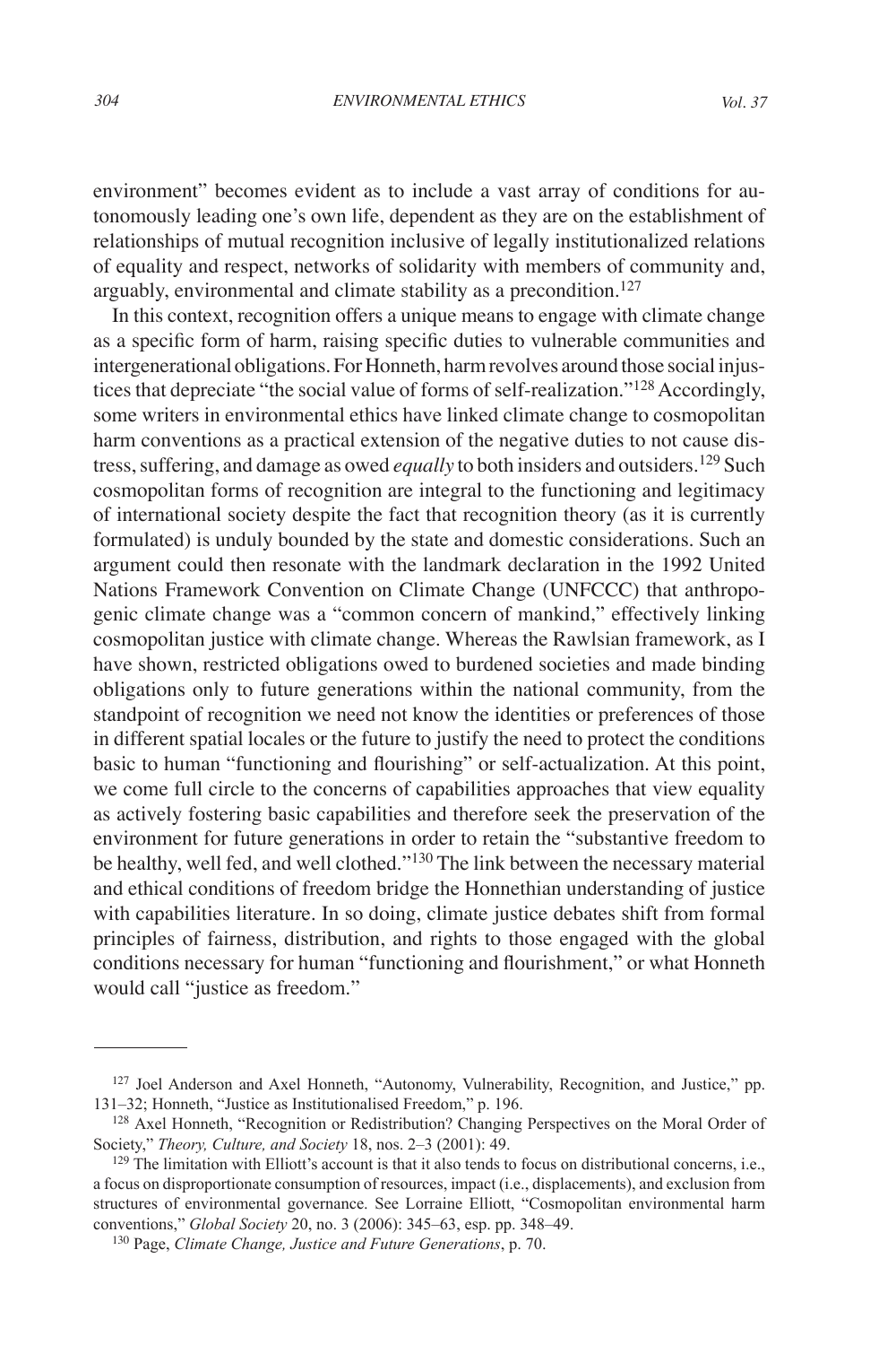environment" becomes evident as to include a vast array of conditions for autonomously leading one's own life, dependent as they are on the establishment of relationships of mutual recognition inclusive of legally institutionalized relations of equality and respect, networks of solidarity with members of community and, arguably, environmental and climate stability as a precondition.[127]

In this context, recognition offers a unique means to engage with climate change as a specific form of harm, raising specific duties to vulnerable communities and intergenerational obligations. For Honneth, harm revolves around those social injustices that depreciate "the social value of forms of self-realization."[128] Accordingly, some writers in environmental ethics have linked climate change to cosmopolitan harm conventions as a practical extension of the negative duties to not cause distress, suffering, and damage as owed *equally* to both insiders and outsiders.[129] Such cosmopolitan forms of recognition are integral to the functioning and legitimacy of international society despite the fact that recognition theory (as it is currently formulated) is unduly bounded by the state and domestic considerations. Such an argument could then resonate with the landmark declaration in the 1992 United Nations Framework Convention on Climate Change (UNFCCC) that anthropogenic climate change was a "common concern of mankind," effectively linking cosmopolitan justice with climate change. Whereas the Rawlsian framework, as I have shown, restricted obligations owed to burdened societies and made binding obligations only to future generations within the national community, from the standpoint of recognition we need not know the identities or preferences of those in different spatial locales or the future to justify the need to protect the conditions basic to human "functioning and flourishing" or self-actualization. At this point, we come full circle to the concerns of capabilities approaches that view equality as actively fostering basic capabilities and therefore seek the preservation of the environment for future generations in order to retain the "substantive freedom to be healthy, well fed, and well clothed."[130] The link between the necessary material and ethical conditions of freedom bridge the Honnethian understanding of justice with capabilities literature. In so doing, climate justice debates shift from formal principles of fairness, distribution, and rights to those engaged with the global conditions necessary for human "functioning and flourishment," or what Honneth would call "justice as freedom."

---

[127] Joel Anderson and Axel Honneth, "Autonomy, Vulnerability, Recognition, and Justice," pp. 131–32; Honneth, "Justice as Institutionalised Freedom," p. 196.

[128] Axel Honneth, "Recognition or Redistribution? Changing Perspectives on the Moral Order of Society," *Theory, Culture, and Society* 18, nos. 2–3 (2001): 49.

[129] The limitation with Elliott's account is that it also tends to focus on distributional concerns, i.e., a focus on disproportionate consumption of resources, impact (i.e., displacements), and exclusion from structures of environmental governance. See Lorraine Elliott, "Cosmopolitan environmental harm conventions," *Global Society* 20, no. 3 (2006): 345–63, esp. pp. 348–49.

[130] Page, *Climate Change, Justice and Future Generations*, p. 70.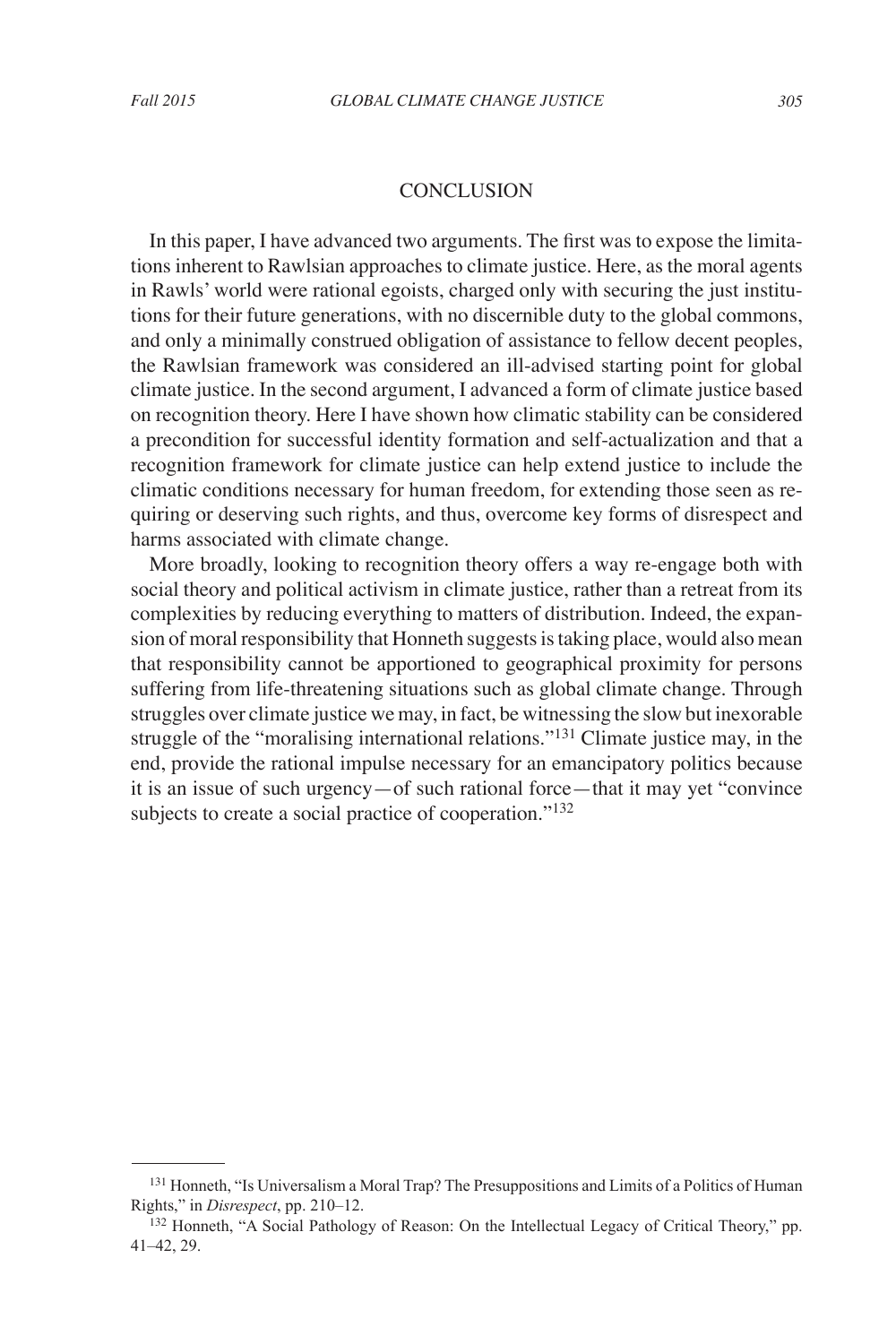## CONCLUSION

In this paper, I have advanced two arguments. The first was to expose the limitations inherent to Rawlsian approaches to climate justice. Here, as the moral agents in Rawls' world were rational egoists, charged only with securing the just institutions for their future generations, with no discernible duty to the global commons, and only a minimally construed obligation of assistance to fellow decent peoples, the Rawlsian framework was considered an ill-advised starting point for global climate justice. In the second argument, I advanced a form of climate justice based on recognition theory. Here I have shown how climatic stability can be considered a precondition for successful identity formation and self-actualization and that a recognition framework for climate justice can help extend justice to include the climatic conditions necessary for human freedom, for extending those seen as requiring or deserving such rights, and thus, overcome key forms of disrespect and harms associated with climate change.

More broadly, looking to recognition theory offers a way re-engage both with social theory and political activism in climate justice, rather than a retreat from its complexities by reducing everything to matters of distribution. Indeed, the expansion of moral responsibility that Honneth suggests is taking place, would also mean that responsibility cannot be apportioned to geographical proximity for persons suffering from life-threatening situations such as global climate change. Through struggles over climate justice we may, in fact, be witnessing the slow but inexorable struggle of the "moralising international relations."[131] Climate justice may, in the end, provide the rational impulse necessary for an emancipatory politics because it is an issue of such urgency—of such rational force—that it may yet "convince subjects to create a social practice of cooperation."[132]

---

[131] Honneth, "Is Universalism a Moral Trap? The Presuppositions and Limits of a Politics of Human Rights," in *Disrespect*, pp. 210–12.

[132] Honneth, "A Social Pathology of Reason: On the Intellectual Legacy of Critical Theory," pp. 41–42, 29.